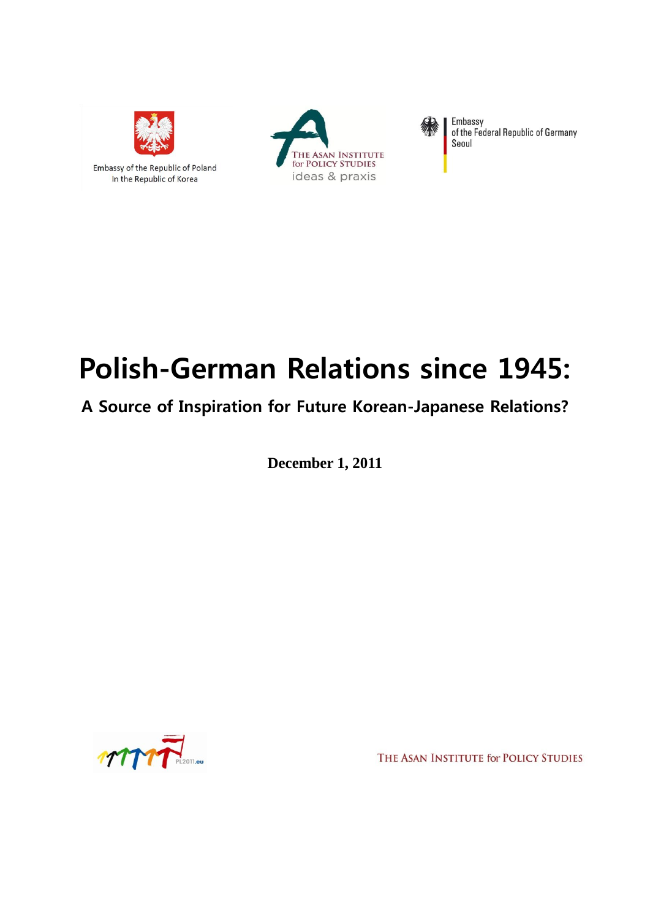Embassy of the Republic of Poland
In the Republic of Korea

The Asan Institute for Policy Studies
ideas & praxis

Embassy
of the Federal Republic of Germany
Seoul

# Polish-German Relations since 1945:

## A Source of Inspiration for Future Korean-Japanese Relations?

**December 1, 2011**

PL2011.eu

The Asan Institute for Policy Studies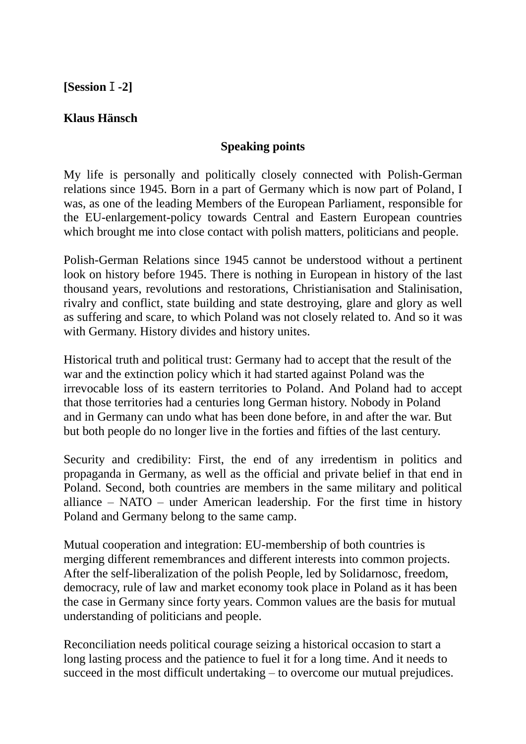**[Session Ⅰ-2]**

**Klaus Hänsch**

**Speaking points**

My life is personally and politically closely connected with Polish-German relations since 1945. Born in a part of Germany which is now part of Poland, I was, as one of the leading Members of the European Parliament, responsible for the EU-enlargement-policy towards Central and Eastern European countries which brought me into close contact with polish matters, politicians and people.

Polish-German Relations since 1945 cannot be understood without a pertinent look on history before 1945. There is nothing in European in history of the last thousand years, revolutions and restorations, Christianisation and Stalinisation, rivalry and conflict, state building and state destroying, glare and glory as well as suffering and scare, to which Poland was not closely related to. And so it was with Germany. History divides and history unites.

Historical truth and political trust: Germany had to accept that the result of the war and the extinction policy which it had started against Poland was the irrevocable loss of its eastern territories to Poland. And Poland had to accept that those territories had a centuries long German history. Nobody in Poland and in Germany can undo what has been done before, in and after the war. But but both people do no longer live in the forties and fifties of the last century.

Security and credibility: First, the end of any irredentism in politics and propaganda in Germany, as well as the official and private belief in that end in Poland. Second, both countries are members in the same military and political alliance – NATO – under American leadership. For the first time in history Poland and Germany belong to the same camp.

Mutual cooperation and integration: EU-membership of both countries is merging different remembrances and different interests into common projects. After the self-liberalization of the polish People, led by Solidarnosc, freedom, democracy, rule of law and market economy took place in Poland as it has been the case in Germany since forty years. Common values are the basis for mutual understanding of politicians and people.

Reconciliation needs political courage seizing a historical occasion to start a long lasting process and the patience to fuel it for a long time. And it needs to succeed in the most difficult undertaking – to overcome our mutual prejudices.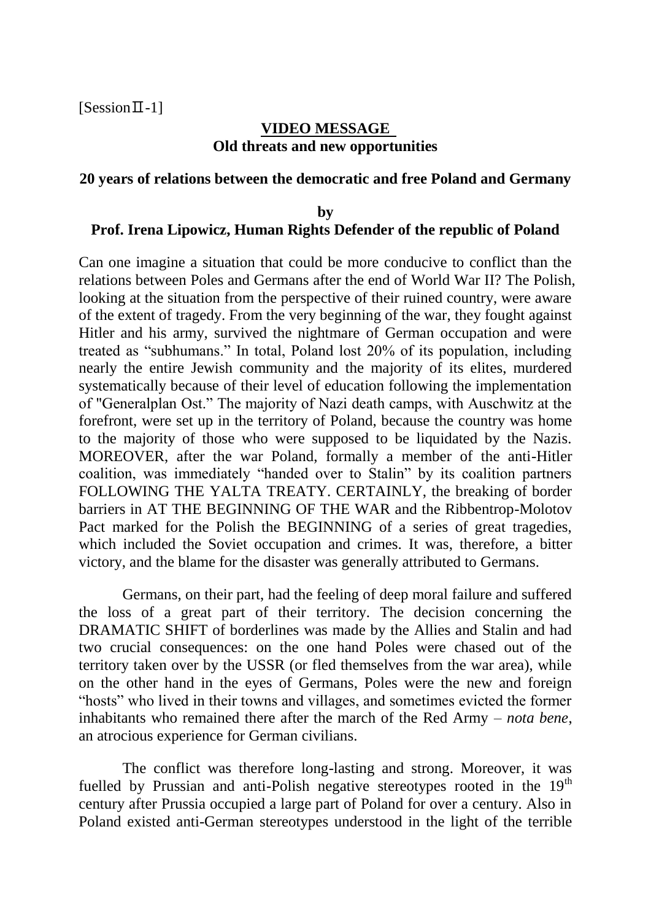[SessionⅡ-1]

## VIDEO MESSAGE
## Old threats and new opportunities

### 20 years of relations between the democratic and free Poland and Germany

**by**
**Prof. Irena Lipowicz, Human Rights Defender of the republic of Poland**

Can one imagine a situation that could be more conducive to conflict than the relations between Poles and Germans after the end of World War II? The Polish, looking at the situation from the perspective of their ruined country, were aware of the extent of tragedy. From the very beginning of the war, they fought against Hitler and his army, survived the nightmare of German occupation and were treated as "subhumans." In total, Poland lost 20% of its population, including nearly the entire Jewish community and the majority of its elites, murdered systematically because of their level of education following the implementation of "Generalplan Ost." The majority of Nazi death camps, with Auschwitz at the forefront, were set up in the territory of Poland, because the country was home to the majority of those who were supposed to be liquidated by the Nazis. MOREOVER, after the war Poland, formally a member of the anti-Hitler coalition, was immediately "handed over to Stalin" by its coalition partners FOLLOWING THE YALTA TREATY. CERTAINLY, the breaking of border barriers in AT THE BEGINNING OF THE WAR and the Ribbentrop-Molotov Pact marked for the Polish the BEGINNING of a series of great tragedies, which included the Soviet occupation and crimes. It was, therefore, a bitter victory, and the blame for the disaster was generally attributed to Germans.

Germans, on their part, had the feeling of deep moral failure and suffered the loss of a great part of their territory. The decision concerning the DRAMATIC SHIFT of borderlines was made by the Allies and Stalin and had two crucial consequences: on the one hand Poles were chased out of the territory taken over by the USSR (or fled themselves from the war area), while on the other hand in the eyes of Germans, Poles were the new and foreign "hosts" who lived in their towns and villages, and sometimes evicted the former inhabitants who remained there after the march of the Red Army – *nota bene*, an atrocious experience for German civilians.

The conflict was therefore long-lasting and strong. Moreover, it was fuelled by Prussian and anti-Polish negative stereotypes rooted in the 19th century after Prussia occupied a large part of Poland for over a century. Also in Poland existed anti-German stereotypes understood in the light of the terrible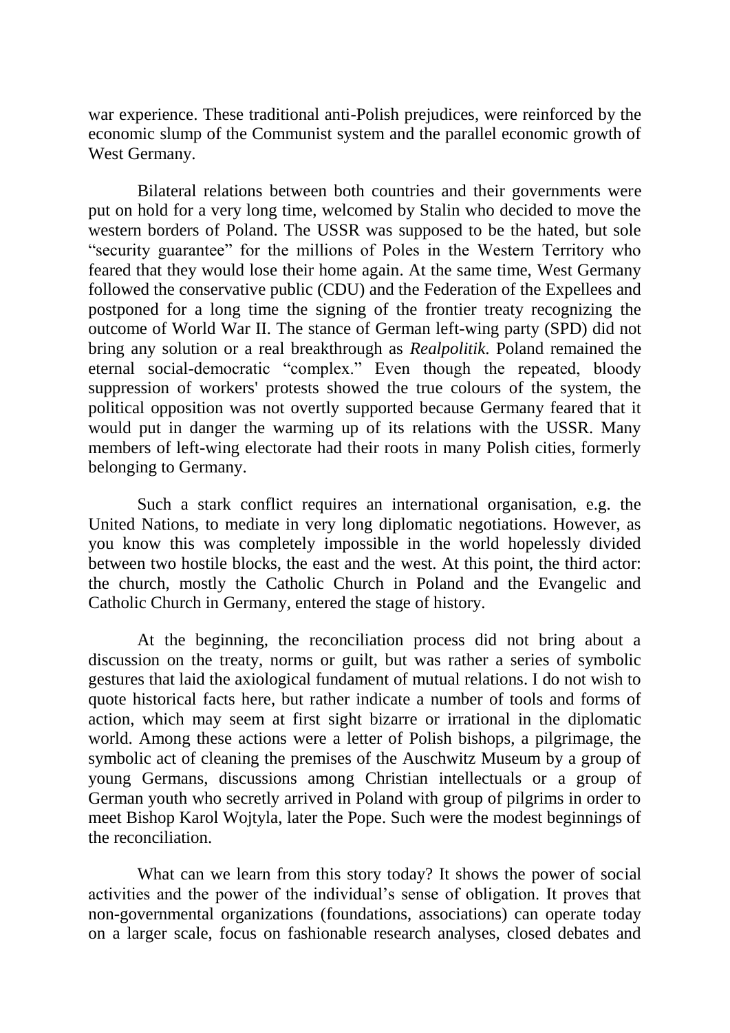war experience. These traditional anti-Polish prejudices, were reinforced by the economic slump of the Communist system and the parallel economic growth of West Germany.

Bilateral relations between both countries and their governments were put on hold for a very long time, welcomed by Stalin who decided to move the western borders of Poland. The USSR was supposed to be the hated, but sole "security guarantee" for the millions of Poles in the Western Territory who feared that they would lose their home again. At the same time, West Germany followed the conservative public (CDU) and the Federation of the Expellees and postponed for a long time the signing of the frontier treaty recognizing the outcome of World War II. The stance of German left-wing party (SPD) did not bring any solution or a real breakthrough as *Realpolitik*. Poland remained the eternal social-democratic "complex." Even though the repeated, bloody suppression of workers' protests showed the true colours of the system, the political opposition was not overtly supported because Germany feared that it would put in danger the warming up of its relations with the USSR. Many members of left-wing electorate had their roots in many Polish cities, formerly belonging to Germany.

Such a stark conflict requires an international organisation, e.g. the United Nations, to mediate in very long diplomatic negotiations. However, as you know this was completely impossible in the world hopelessly divided between two hostile blocks, the east and the west. At this point, the third actor: the church, mostly the Catholic Church in Poland and the Evangelic and Catholic Church in Germany, entered the stage of history.

At the beginning, the reconciliation process did not bring about a discussion on the treaty, norms or guilt, but was rather a series of symbolic gestures that laid the axiological fundament of mutual relations. I do not wish to quote historical facts here, but rather indicate a number of tools and forms of action, which may seem at first sight bizarre or irrational in the diplomatic world. Among these actions were a letter of Polish bishops, a pilgrimage, the symbolic act of cleaning the premises of the Auschwitz Museum by a group of young Germans, discussions among Christian intellectuals or a group of German youth who secretly arrived in Poland with group of pilgrims in order to meet Bishop Karol Wojtyla, later the Pope. Such were the modest beginnings of the reconciliation.

What can we learn from this story today? It shows the power of social activities and the power of the individual's sense of obligation. It proves that non-governmental organizations (foundations, associations) can operate today on a larger scale, focus on fashionable research analyses, closed debates and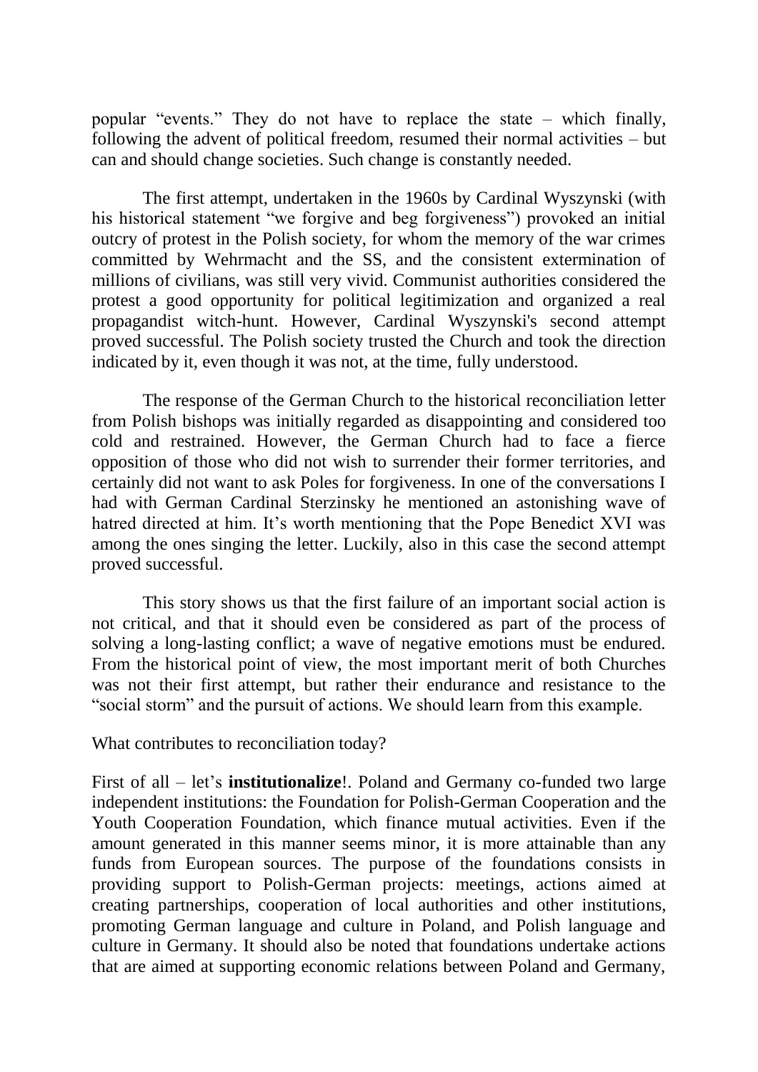popular “events.” They do not have to replace the state – which finally, following the advent of political freedom, resumed their normal activities – but can and should change societies. Such change is constantly needed.

The first attempt, undertaken in the 1960s by Cardinal Wyszynski (with his historical statement “we forgive and beg forgiveness”) provoked an initial outcry of protest in the Polish society, for whom the memory of the war crimes committed by Wehrmacht and the SS, and the consistent extermination of millions of civilians, was still very vivid. Communist authorities considered the protest a good opportunity for political legitimization and organized a real propagandist witch-hunt. However, Cardinal Wyszynski's second attempt proved successful. The Polish society trusted the Church and took the direction indicated by it, even though it was not, at the time, fully understood.

The response of the German Church to the historical reconciliation letter from Polish bishops was initially regarded as disappointing and considered too cold and restrained. However, the German Church had to face a fierce opposition of those who did not wish to surrender their former territories, and certainly did not want to ask Poles for forgiveness. In one of the conversations I had with German Cardinal Sterzinsky he mentioned an astonishing wave of hatred directed at him. It’s worth mentioning that the Pope Benedict XVI was among the ones singing the letter. Luckily, also in this case the second attempt proved successful.

This story shows us that the first failure of an important social action is not critical, and that it should even be considered as part of the process of solving a long-lasting conflict; a wave of negative emotions must be endured. From the historical point of view, the most important merit of both Churches was not their first attempt, but rather their endurance and resistance to the “social storm” and the pursuit of actions. We should learn from this example.

What contributes to reconciliation today?

First of all – let’s **institutionalize**!. Poland and Germany co-funded two large independent institutions: the Foundation for Polish-German Cooperation and the Youth Cooperation Foundation, which finance mutual activities. Even if the amount generated in this manner seems minor, it is more attainable than any funds from European sources. The purpose of the foundations consists in providing support to Polish-German projects: meetings, actions aimed at creating partnerships, cooperation of local authorities and other institutions, promoting German language and culture in Poland, and Polish language and culture in Germany. It should also be noted that foundations undertake actions that are aimed at supporting economic relations between Poland and Germany,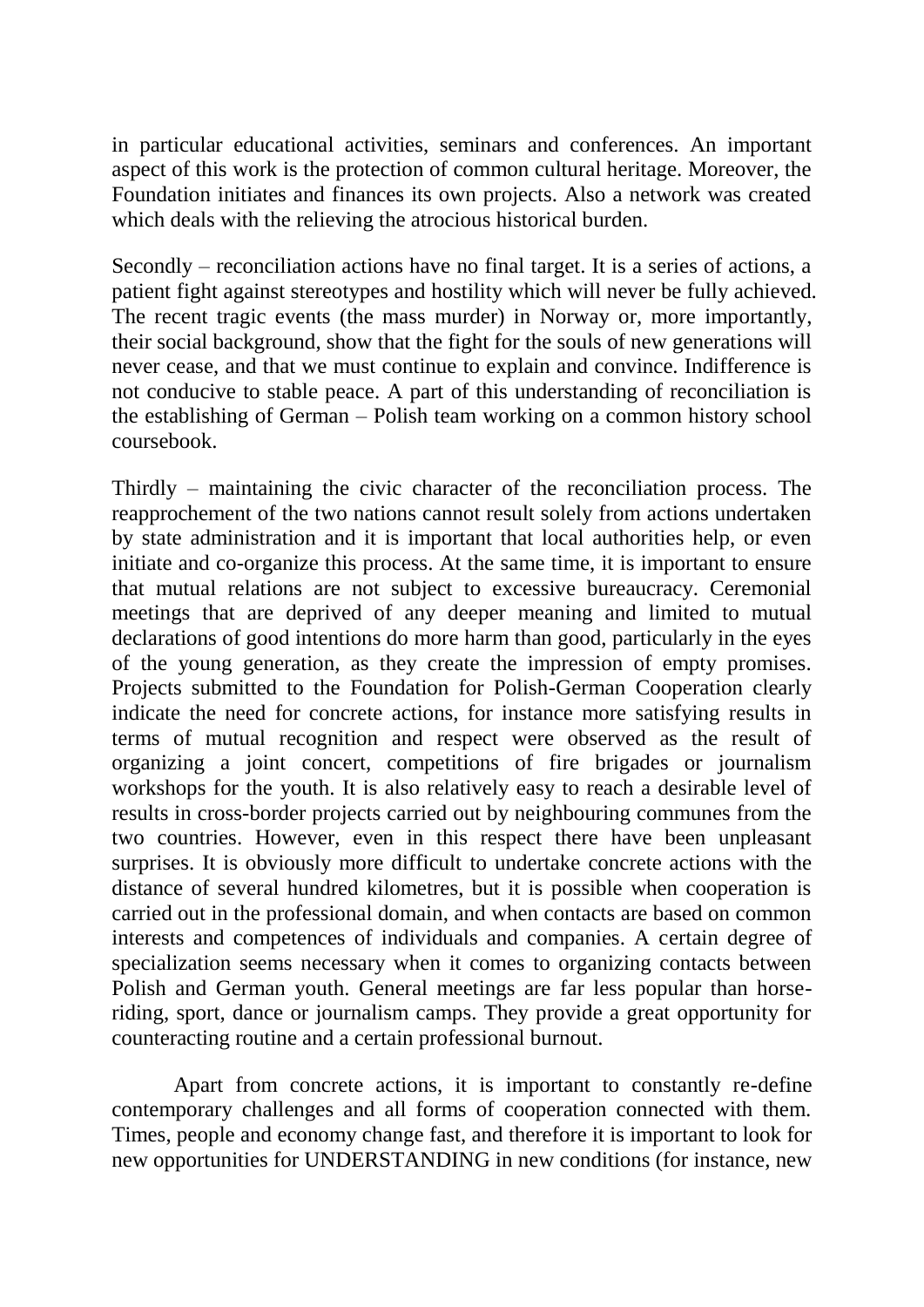in particular educational activities, seminars and conferences. An important aspect of this work is the protection of common cultural heritage. Moreover, the Foundation initiates and finances its own projects. Also a network was created which deals with the relieving the atrocious historical burden.

Secondly – reconciliation actions have no final target. It is a series of actions, a patient fight against stereotypes and hostility which will never be fully achieved. The recent tragic events (the mass murder) in Norway or, more importantly, their social background, show that the fight for the souls of new generations will never cease, and that we must continue to explain and convince. Indifference is not conducive to stable peace. A part of this understanding of reconciliation is the establishing of German – Polish team working on a common history school coursebook.

Thirdly – maintaining the civic character of the reconciliation process. The reapprochement of the two nations cannot result solely from actions undertaken by state administration and it is important that local authorities help, or even initiate and co-organize this process. At the same time, it is important to ensure that mutual relations are not subject to excessive bureaucracy. Ceremonial meetings that are deprived of any deeper meaning and limited to mutual declarations of good intentions do more harm than good, particularly in the eyes of the young generation, as they create the impression of empty promises. Projects submitted to the Foundation for Polish-German Cooperation clearly indicate the need for concrete actions, for instance more satisfying results in terms of mutual recognition and respect were observed as the result of organizing a joint concert, competitions of fire brigades or journalism workshops for the youth. It is also relatively easy to reach a desirable level of results in cross-border projects carried out by neighbouring communes from the two countries. However, even in this respect there have been unpleasant surprises. It is obviously more difficult to undertake concrete actions with the distance of several hundred kilometres, but it is possible when cooperation is carried out in the professional domain, and when contacts are based on common interests and competences of individuals and companies. A certain degree of specialization seems necessary when it comes to organizing contacts between Polish and German youth. General meetings are far less popular than horse-riding, sport, dance or journalism camps. They provide a great opportunity for counteracting routine and a certain professional burnout.

Apart from concrete actions, it is important to constantly re-define contemporary challenges and all forms of cooperation connected with them. Times, people and economy change fast, and therefore it is important to look for new opportunities for UNDERSTANDING in new conditions (for instance, new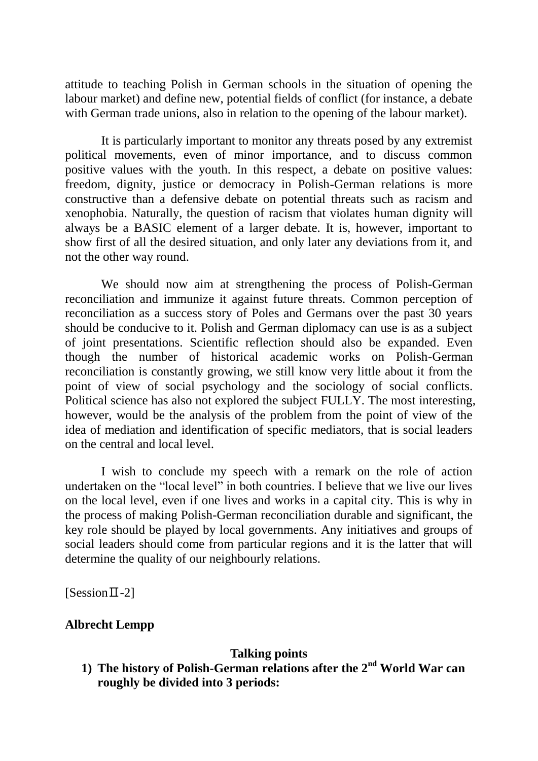attitude to teaching Polish in German schools in the situation of opening the labour market) and define new, potential fields of conflict (for instance, a debate with German trade unions, also in relation to the opening of the labour market).

It is particularly important to monitor any threats posed by any extremist political movements, even of minor importance, and to discuss common positive values with the youth. In this respect, a debate on positive values: freedom, dignity, justice or democracy in Polish-German relations is more constructive than a defensive debate on potential threats such as racism and xenophobia. Naturally, the question of racism that violates human dignity will always be a BASIC element of a larger debate. It is, however, important to show first of all the desired situation, and only later any deviations from it, and not the other way round.

We should now aim at strengthening the process of Polish-German reconciliation and immunize it against future threats. Common perception of reconciliation as a success story of Poles and Germans over the past 30 years should be conducive to it. Polish and German diplomacy can use is as a subject of joint presentations. Scientific reflection should also be expanded. Even though the number of historical academic works on Polish-German reconciliation is constantly growing, we still know very little about it from the point of view of social psychology and the sociology of social conflicts. Political science has also not explored the subject FULLY. The most interesting, however, would be the analysis of the problem from the point of view of the idea of mediation and identification of specific mediators, that is social leaders on the central and local level.

I wish to conclude my speech with a remark on the role of action undertaken on the "local level" in both countries. I believe that we live our lives on the local level, even if one lives and works in a capital city. This is why in the process of making Polish-German reconciliation durable and significant, the key role should be played by local governments. Any initiatives and groups of social leaders should come from particular regions and it is the latter that will determine the quality of our neighbourly relations.

[SessionⅡ-2]

**Albrecht Lempp**

**Talking points**

1) **The history of Polish-German relations after the 2nd World War can roughly be divided into 3 periods:**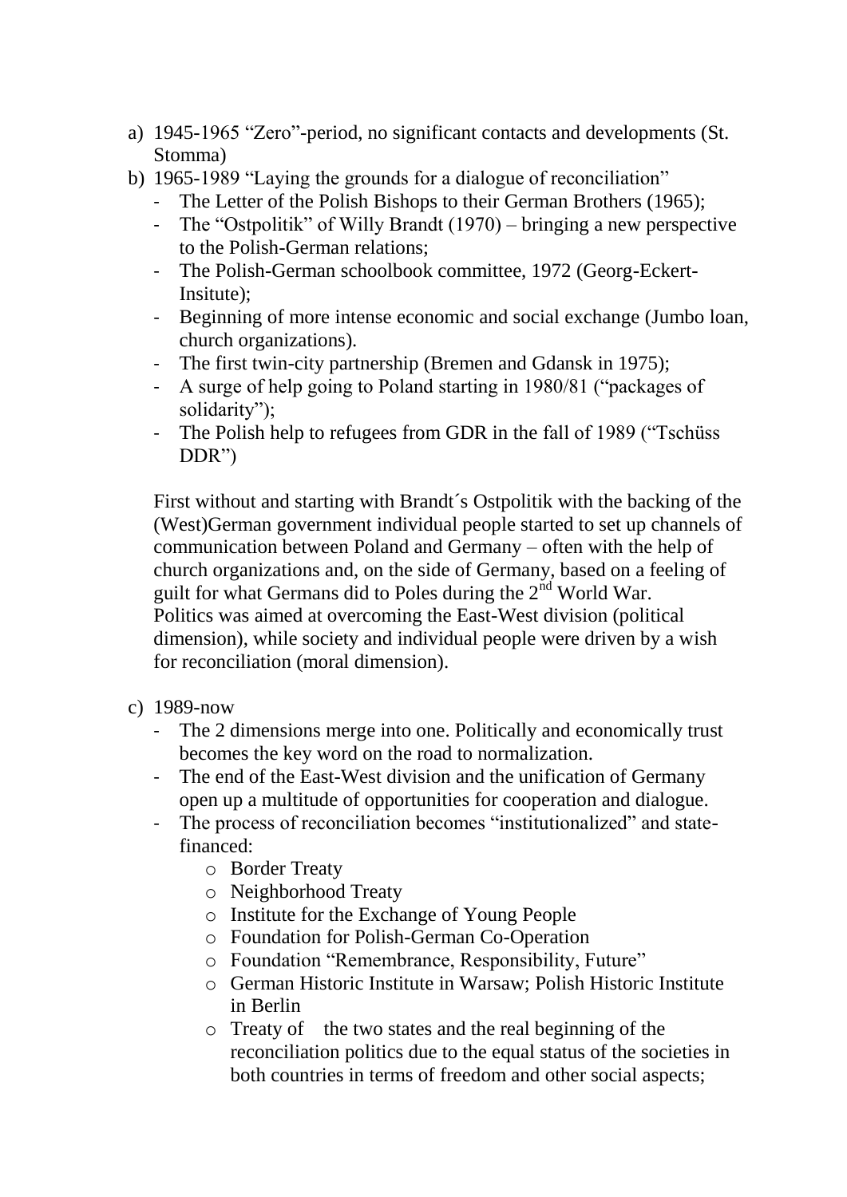a) 1945-1965 "Zero"-period, no significant contacts and developments (St. Stomma)
b) 1965-1989 "Laying the grounds for a dialogue of reconciliation"
   - The Letter of the Polish Bishops to their German Brothers (1965);
   - The "Ostpolitik" of Willy Brandt (1970) – bringing a new perspective to the Polish-German relations;
   - The Polish-German schoolbook committee, 1972 (Georg-Eckert-Insitute);
   - Beginning of more intense economic and social exchange (Jumbo loan, church organizations).
   - The first twin-city partnership (Bremen and Gdansk in 1975);
   - A surge of help going to Poland starting in 1980/81 ("packages of solidarity");
   - The Polish help to refugees from GDR in the fall of 1989 ("Tschüss DDR")

   First without and starting with Brandt´s Ostpolitik with the backing of the (West)German government individual people started to set up channels of communication between Poland and Germany – often with the help of church organizations and, on the side of Germany, based on a feeling of guilt for what Germans did to Poles during the 2nd World War. Politics was aimed at overcoming the East-West division (political dimension), while society and individual people were driven by a wish for reconciliation (moral dimension).

c) 1989-now
   - The 2 dimensions merge into one. Politically and economically trust becomes the key word on the road to normalization.
   - The end of the East-West division and the unification of Germany open up a multitude of opportunities for cooperation and dialogue.
   - The process of reconciliation becomes "institutionalized" and state-financed:
     - Border Treaty
     - Neighborhood Treaty
     - Institute for the Exchange of Young People
     - Foundation for Polish-German Co-Operation
     - Foundation "Remembrance, Responsibility, Future"
     - German Historic Institute in Warsaw; Polish Historic Institute in Berlin
     - Treaty of the two states and the real beginning of the reconciliation politics due to the equal status of the societies in both countries in terms of freedom and other social aspects;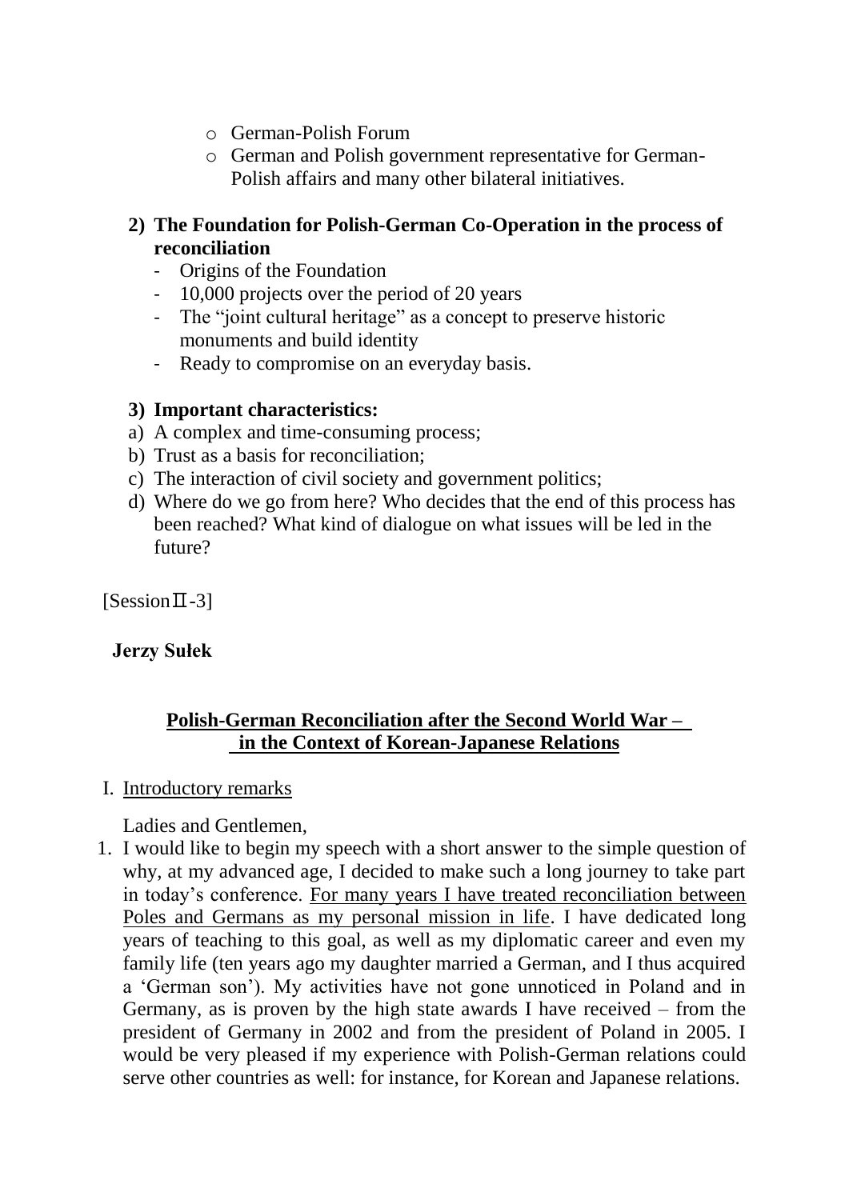- German-Polish Forum
- German and Polish government representative for German-Polish affairs and many other bilateral initiatives.

**2) The Foundation for Polish-German Co-Operation in the process of reconciliation**

- Origins of the Foundation
- 10,000 projects over the period of 20 years
- The "joint cultural heritage" as a concept to preserve historic monuments and build identity
- Ready to compromise on an everyday basis.

**3) Important characteristics:**

a) A complex and time-consuming process;
b) Trust as a basis for reconciliation;
c) The interaction of civil society and government politics;
d) Where do we go from here? Who decides that the end of this process has been reached? What kind of dialogue on what issues will be led in the future?

[SessionⅡ-3]

**Jerzy Sułek**

## Polish-German Reconciliation after the Second World War – in the Context of Korean-Japanese Relations

I. Introductory remarks

Ladies and Gentlemen,

1. I would like to begin my speech with a short answer to the simple question of why, at my advanced age, I decided to make such a long journey to take part in today's conference. For many years I have treated reconciliation between Poles and Germans as my personal mission in life. I have dedicated long years of teaching to this goal, as well as my diplomatic career and even my family life (ten years ago my daughter married a German, and I thus acquired a 'German son'). My activities have not gone unnoticed in Poland and in Germany, as is proven by the high state awards I have received – from the president of Germany in 2002 and from the president of Poland in 2005. I would be very pleased if my experience with Polish-German relations could serve other countries as well: for instance, for Korean and Japanese relations.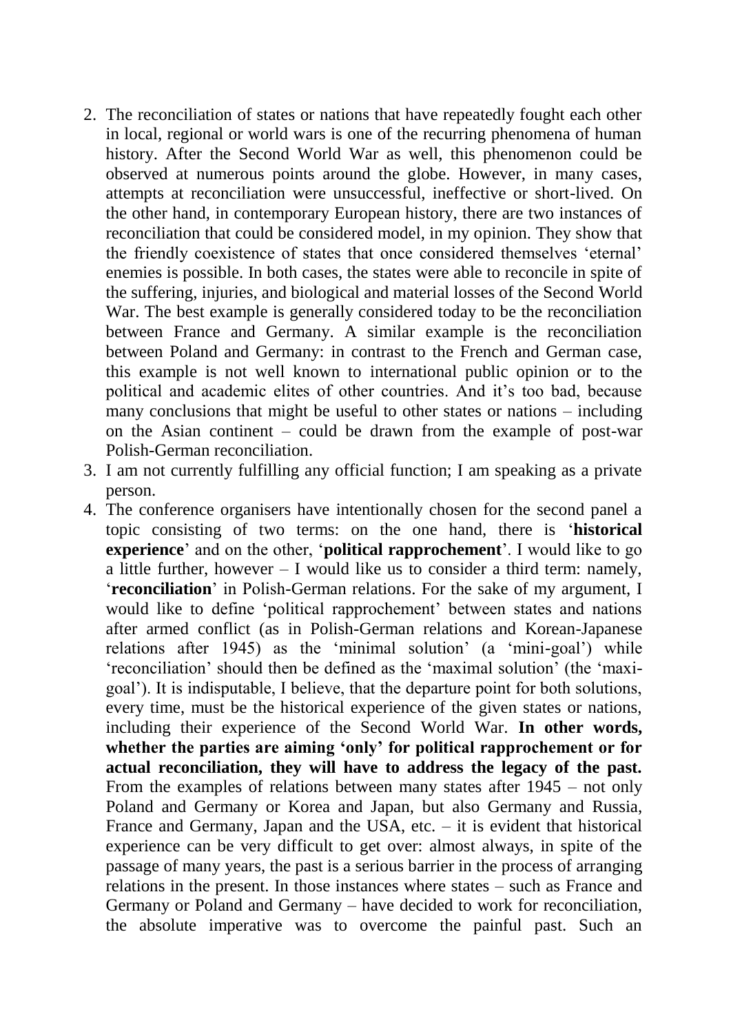2. The reconciliation of states or nations that have repeatedly fought each other in local, regional or world wars is one of the recurring phenomena of human history. After the Second World War as well, this phenomenon could be observed at numerous points around the globe. However, in many cases, attempts at reconciliation were unsuccessful, ineffective or short-lived. On the other hand, in contemporary European history, there are two instances of reconciliation that could be considered model, in my opinion. They show that the friendly coexistence of states that once considered themselves 'eternal' enemies is possible. In both cases, the states were able to reconcile in spite of the suffering, injuries, and biological and material losses of the Second World War. The best example is generally considered today to be the reconciliation between France and Germany. A similar example is the reconciliation between Poland and Germany: in contrast to the French and German case, this example is not well known to international public opinion or to the political and academic elites of other countries. And it's too bad, because many conclusions that might be useful to other states or nations – including on the Asian continent – could be drawn from the example of post-war Polish-German reconciliation.
3. I am not currently fulfilling any official function; I am speaking as a private person.
4. The conference organisers have intentionally chosen for the second panel a topic consisting of two terms: on the one hand, there is '**historical experience**' and on the other, '**political rapprochement**'. I would like to go a little further, however – I would like us to consider a third term: namely, '**reconciliation**' in Polish-German relations. For the sake of my argument, I would like to define 'political rapprochement' between states and nations after armed conflict (as in Polish-German relations and Korean-Japanese relations after 1945) as the 'minimal solution' (a 'mini-goal') while 'reconciliation' should then be defined as the 'maximal solution' (the 'maxi-goal'). It is indisputable, I believe, that the departure point for both solutions, every time, must be the historical experience of the given states or nations, including their experience of the Second World War. **In other words, whether the parties are aiming 'only' for political rapprochement or for actual reconciliation, they will have to address the legacy of the past.** From the examples of relations between many states after 1945 – not only Poland and Germany or Korea and Japan, but also Germany and Russia, France and Germany, Japan and the USA, etc. – it is evident that historical experience can be very difficult to get over: almost always, in spite of the passage of many years, the past is a serious barrier in the process of arranging relations in the present. In those instances where states – such as France and Germany or Poland and Germany – have decided to work for reconciliation, the absolute imperative was to overcome the painful past. Such an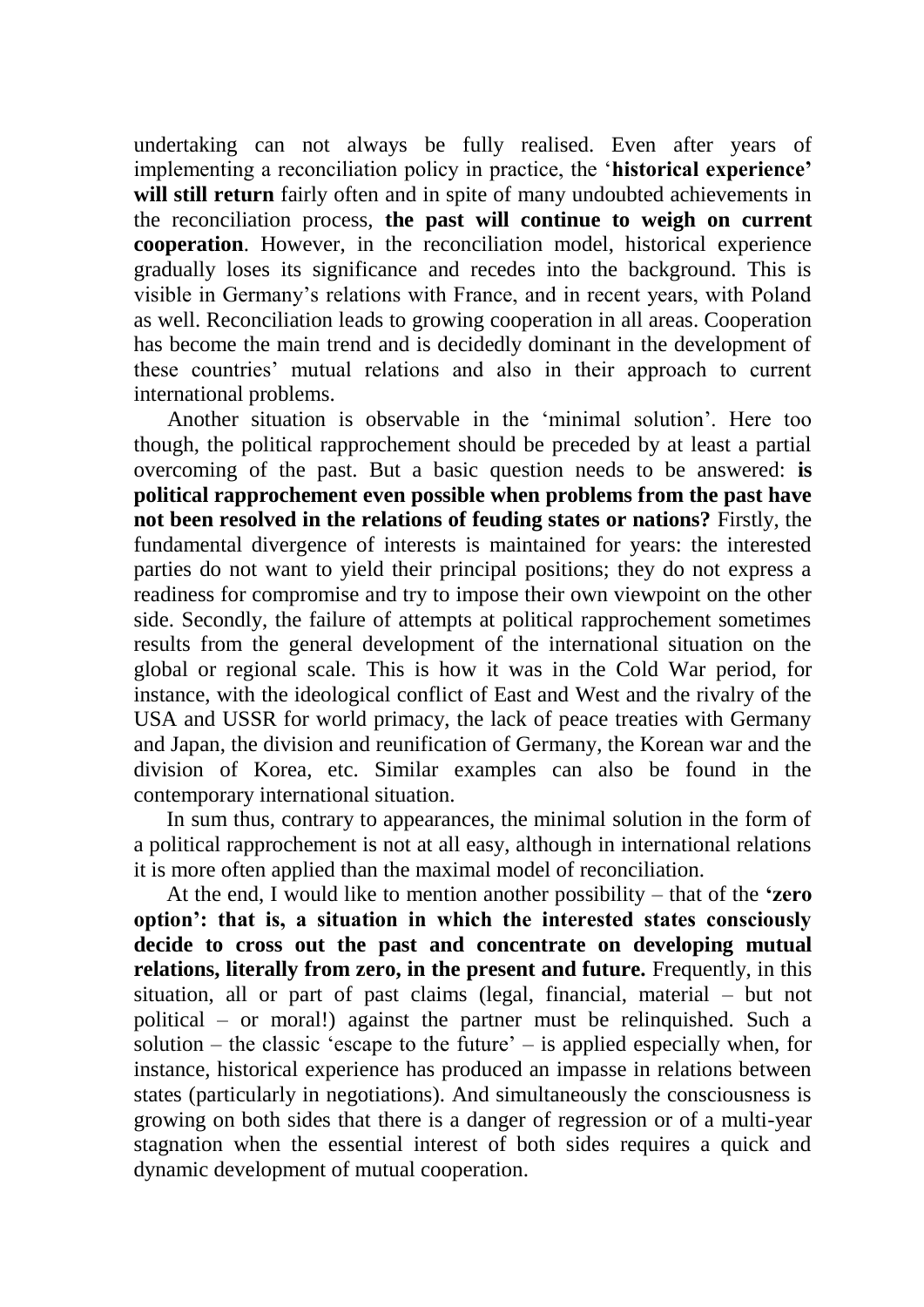undertaking can not always be fully realised. Even after years of implementing a reconciliation policy in practice, the '**historical experience' will still return** fairly often and in spite of many undoubted achievements in the reconciliation process, **the past will continue to weigh on current cooperation**. However, in the reconciliation model, historical experience gradually loses its significance and recedes into the background. This is visible in Germany's relations with France, and in recent years, with Poland as well. Reconciliation leads to growing cooperation in all areas. Cooperation has become the main trend and is decidedly dominant in the development of these countries' mutual relations and also in their approach to current international problems.

Another situation is observable in the 'minimal solution'. Here too though, the political rapprochement should be preceded by at least a partial overcoming of the past. But a basic question needs to be answered: **is political rapprochement even possible when problems from the past have not been resolved in the relations of feuding states or nations?** Firstly, the fundamental divergence of interests is maintained for years: the interested parties do not want to yield their principal positions; they do not express a readiness for compromise and try to impose their own viewpoint on the other side. Secondly, the failure of attempts at political rapprochement sometimes results from the general development of the international situation on the global or regional scale. This is how it was in the Cold War period, for instance, with the ideological conflict of East and West and the rivalry of the USA and USSR for world primacy, the lack of peace treaties with Germany and Japan, the division and reunification of Germany, the Korean war and the division of Korea, etc. Similar examples can also be found in the contemporary international situation.

In sum thus, contrary to appearances, the minimal solution in the form of a political rapprochement is not at all easy, although in international relations it is more often applied than the maximal model of reconciliation.

At the end, I would like to mention another possibility – that of the **'zero option': that is, a situation in which the interested states consciously decide to cross out the past and concentrate on developing mutual relations, literally from zero, in the present and future.** Frequently, in this situation, all or part of past claims (legal, financial, material – but not political – or moral!) against the partner must be relinquished. Such a solution – the classic 'escape to the future' – is applied especially when, for instance, historical experience has produced an impasse in relations between states (particularly in negotiations). And simultaneously the consciousness is growing on both sides that there is a danger of regression or of a multi-year stagnation when the essential interest of both sides requires a quick and dynamic development of mutual cooperation.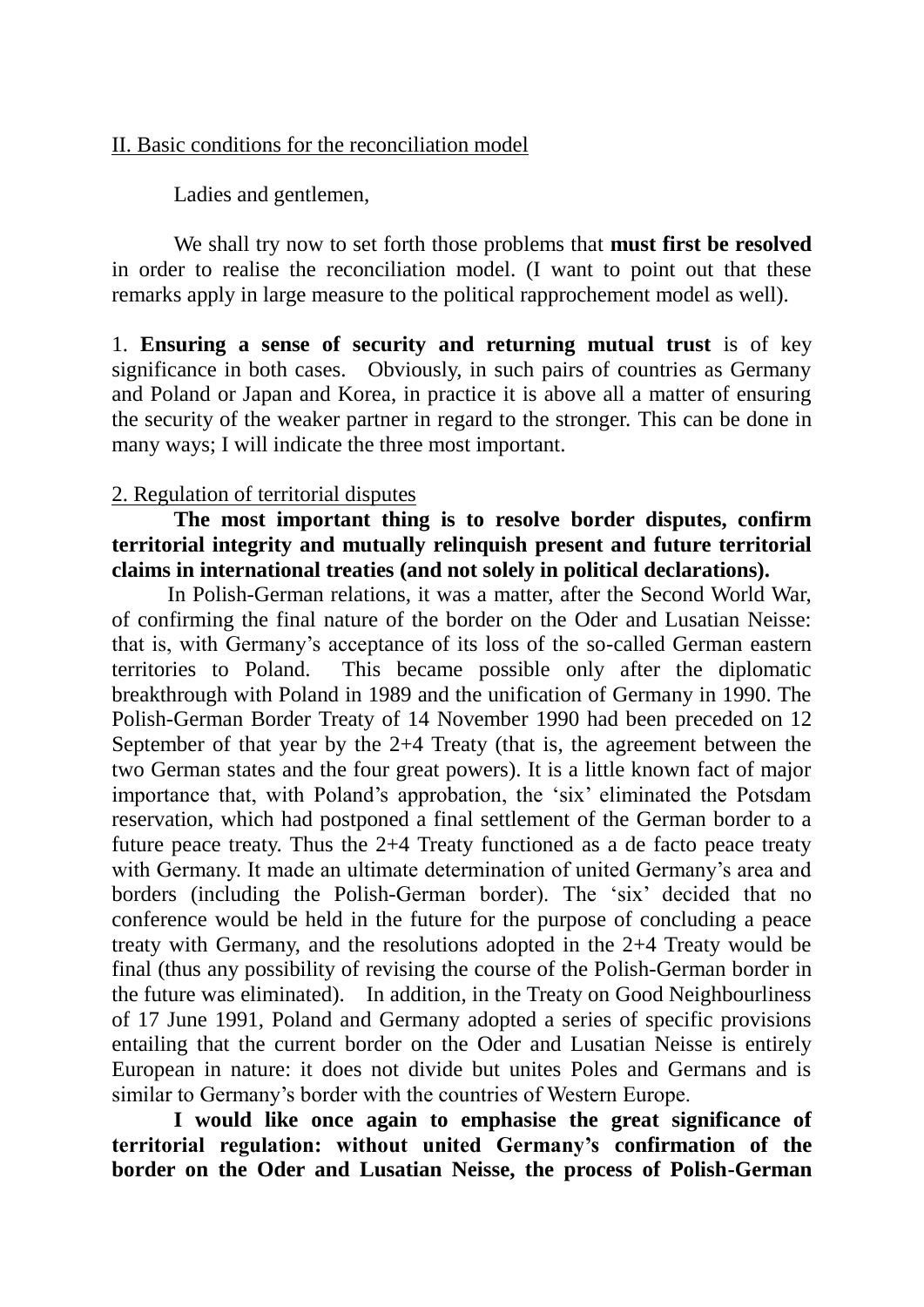II. Basic conditions for the reconciliation model

Ladies and gentlemen,

We shall try now to set forth those problems that **must first be resolved** in order to realise the reconciliation model. (I want to point out that these remarks apply in large measure to the political rapprochement model as well).

1. **Ensuring a sense of security and returning mutual trust** is of key significance in both cases. Obviously, in such pairs of countries as Germany and Poland or Japan and Korea, in practice it is above all a matter of ensuring the security of the weaker partner in regard to the stronger. This can be done in many ways; I will indicate the three most important.

2. Regulation of territorial disputes

**The most important thing is to resolve border disputes, confirm territorial integrity and mutually relinquish present and future territorial claims in international treaties (and not solely in political declarations).**

In Polish-German relations, it was a matter, after the Second World War, of confirming the final nature of the border on the Oder and Lusatian Neisse: that is, with Germany's acceptance of its loss of the so-called German eastern territories to Poland. This became possible only after the diplomatic breakthrough with Poland in 1989 and the unification of Germany in 1990. The Polish-German Border Treaty of 14 November 1990 had been preceded on 12 September of that year by the 2+4 Treaty (that is, the agreement between the two German states and the four great powers). It is a little known fact of major importance that, with Poland's approbation, the 'six' eliminated the Potsdam reservation, which had postponed a final settlement of the German border to a future peace treaty. Thus the 2+4 Treaty functioned as a de facto peace treaty with Germany. It made an ultimate determination of united Germany's area and borders (including the Polish-German border). The 'six' decided that no conference would be held in the future for the purpose of concluding a peace treaty with Germany, and the resolutions adopted in the 2+4 Treaty would be final (thus any possibility of revising the course of the Polish-German border in the future was eliminated). In addition, in the Treaty on Good Neighbourliness of 17 June 1991, Poland and Germany adopted a series of specific provisions entailing that the current border on the Oder and Lusatian Neisse is entirely European in nature: it does not divide but unites Poles and Germans and is similar to Germany's border with the countries of Western Europe.

**I would like once again to emphasise the great significance of territorial regulation: without united Germany's confirmation of the border on the Oder and Lusatian Neisse, the process of Polish-German**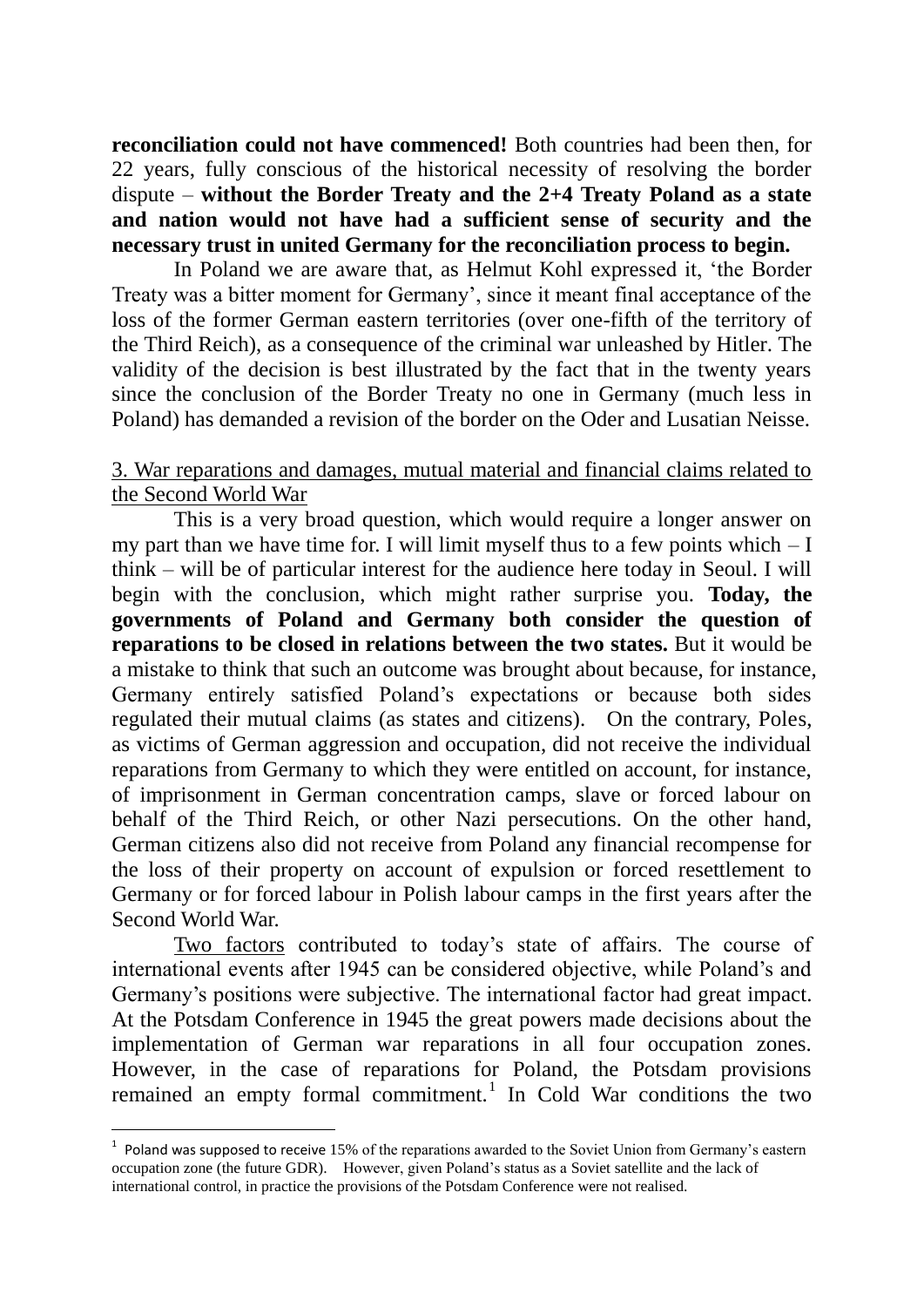**reconciliation could not have commenced!** Both countries had been then, for 22 years, fully conscious of the historical necessity of resolving the border dispute – **without the Border Treaty and the 2+4 Treaty Poland as a state and nation would not have had a sufficient sense of security and the necessary trust in united Germany for the reconciliation process to begin.**

In Poland we are aware that, as Helmut Kohl expressed it, 'the Border Treaty was a bitter moment for Germany', since it meant final acceptance of the loss of the former German eastern territories (over one-fifth of the territory of the Third Reich), as a consequence of the criminal war unleashed by Hitler. The validity of the decision is best illustrated by the fact that in the twenty years since the conclusion of the Border Treaty no one in Germany (much less in Poland) has demanded a revision of the border on the Oder and Lusatian Neisse.

<u>3. War reparations and damages, mutual material and financial claims related to the Second World War</u>

This is a very broad question, which would require a longer answer on my part than we have time for. I will limit myself thus to a few points which – I think – will be of particular interest for the audience here today in Seoul. I will begin with the conclusion, which might rather surprise you. **Today, the governments of Poland and Germany both consider the question of reparations to be closed in relations between the two states.** But it would be a mistake to think that such an outcome was brought about because, for instance, Germany entirely satisfied Poland's expectations or because both sides regulated their mutual claims (as states and citizens). On the contrary, Poles, as victims of German aggression and occupation, did not receive the individual reparations from Germany to which they were entitled on account, for instance, of imprisonment in German concentration camps, slave or forced labour on behalf of the Third Reich, or other Nazi persecutions. On the other hand, German citizens also did not receive from Poland any financial recompense for the loss of their property on account of expulsion or forced resettlement to Germany or for forced labour in Polish labour camps in the first years after the Second World War.

<u>Two factors</u> contributed to today's state of affairs. The course of international events after 1945 can be considered objective, while Poland's and Germany's positions were subjective. The international factor had great impact. At the Potsdam Conference in 1945 the great powers made decisions about the implementation of German war reparations in all four occupation zones. However, in the case of reparations for Poland, the Potsdam provisions remained an empty formal commitment.[1] In Cold War conditions the two

---

[1] Poland was supposed to receive 15% of the reparations awarded to the Soviet Union from Germany's eastern occupation zone (the future GDR). However, given Poland's status as a Soviet satellite and the lack of international control, in practice the provisions of the Potsdam Conference were not realised.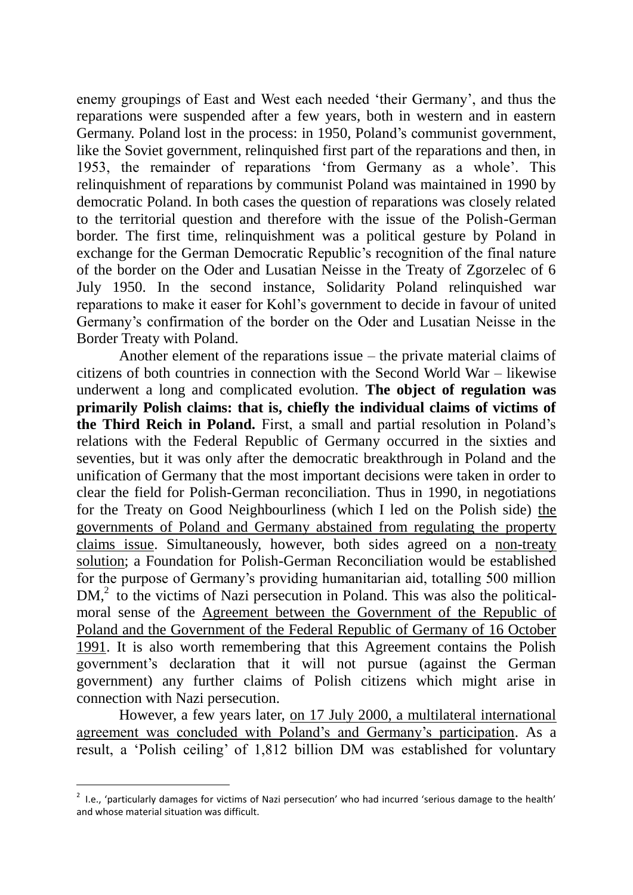enemy groupings of East and West each needed 'their Germany', and thus the reparations were suspended after a few years, both in western and in eastern Germany. Poland lost in the process: in 1950, Poland's communist government, like the Soviet government, relinquished first part of the reparations and then, in 1953, the remainder of reparations 'from Germany as a whole'. This relinquishment of reparations by communist Poland was maintained in 1990 by democratic Poland. In both cases the question of reparations was closely related to the territorial question and therefore with the issue of the Polish-German border. The first time, relinquishment was a political gesture by Poland in exchange for the German Democratic Republic's recognition of the final nature of the border on the Oder and Lusatian Neisse in the Treaty of Zgorzelec of 6 July 1950. In the second instance, Solidarity Poland relinquished war reparations to make it easer for Kohl's government to decide in favour of united Germany's confirmation of the border on the Oder and Lusatian Neisse in the Border Treaty with Poland.

Another element of the reparations issue – the private material claims of citizens of both countries in connection with the Second World War – likewise underwent a long and complicated evolution. **The object of regulation was primarily Polish claims: that is, chiefly the individual claims of victims of the Third Reich in Poland.** First, a small and partial resolution in Poland's relations with the Federal Republic of Germany occurred in the sixties and seventies, but it was only after the democratic breakthrough in Poland and the unification of Germany that the most important decisions were taken in order to clear the field for Polish-German reconciliation. Thus in 1990, in negotiations for the Treaty on Good Neighbourliness (which I led on the Polish side) the governments of Poland and Germany abstained from regulating the property claims issue. Simultaneously, however, both sides agreed on a non-treaty solution; a Foundation for Polish-German Reconciliation would be established for the purpose of Germany's providing humanitarian aid, totalling 500 million DM,[2] to the victims of Nazi persecution in Poland. This was also the political-moral sense of the Agreement between the Government of the Republic of Poland and the Government of the Federal Republic of Germany of 16 October 1991. It is also worth remembering that this Agreement contains the Polish government's declaration that it will not pursue (against the German government) any further claims of Polish citizens which might arise in connection with Nazi persecution.

However, a few years later, on 17 July 2000, a multilateral international agreement was concluded with Poland's and Germany's participation. As a result, a 'Polish ceiling' of 1,812 billion DM was established for voluntary

[2] I.e., 'particularly damages for victims of Nazi persecution' who had incurred 'serious damage to the health' and whose material situation was difficult.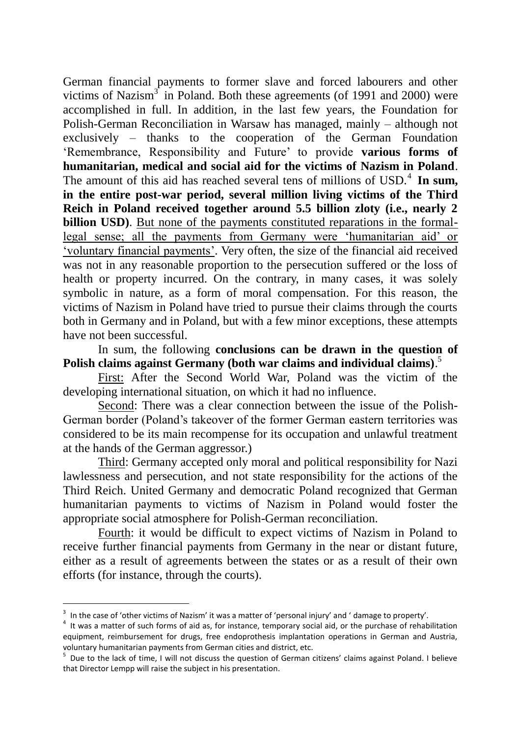German financial payments to former slave and forced labourers and other victims of Nazism[3] in Poland. Both these agreements (of 1991 and 2000) were accomplished in full. In addition, in the last few years, the Foundation for Polish-German Reconciliation in Warsaw has managed, mainly – although not exclusively – thanks to the cooperation of the German Foundation 'Remembrance, Responsibility and Future' to provide **various forms of humanitarian, medical and social aid for the victims of Nazism in Poland**. The amount of this aid has reached several tens of millions of USD.[4] **In sum, in the entire post-war period, several million living victims of the Third Reich in Poland received together around 5.5 billion zloty (i.e., nearly 2 billion USD)**. <u>But none of the payments constituted reparations in the formal-legal sense; all the payments from Germany were 'humanitarian aid' or 'voluntary financial payments'</u>. Very often, the size of the financial aid received was not in any reasonable proportion to the persecution suffered or the loss of health or property incurred. On the contrary, in many cases, it was solely symbolic in nature, as a form of moral compensation. For this reason, the victims of Nazism in Poland have tried to pursue their claims through the courts both in Germany and in Poland, but with a few minor exceptions, these attempts have not been successful.

In sum, the following **conclusions can be drawn in the question of Polish claims against Germany (both war claims and individual claims)**.[5]

<u>First:</u> After the Second World War, Poland was the victim of the developing international situation, on which it had no influence.

<u>Second</u>: There was a clear connection between the issue of the Polish-German border (Poland's takeover of the former German eastern territories was considered to be its main recompense for its occupation and unlawful treatment at the hands of the German aggressor.)

<u>Third</u>: Germany accepted only moral and political responsibility for Nazi lawlessness and persecution, and not state responsibility for the actions of the Third Reich. United Germany and democratic Poland recognized that German humanitarian payments to victims of Nazism in Poland would foster the appropriate social atmosphere for Polish-German reconciliation.

<u>Fourth</u>: it would be difficult to expect victims of Nazism in Poland to receive further financial payments from Germany in the near or distant future, either as a result of agreements between the states or as a result of their own efforts (for instance, through the courts).

---

[3] In the case of 'other victims of Nazism' it was a matter of 'personal injury' and ' damage to property'.

[4] It was a matter of such forms of aid as, for instance, temporary social aid, or the purchase of rehabilitation equipment, reimbursement for drugs, free endoprothesis implantation operations in German and Austria, voluntary humanitarian payments from German cities and district, etc.

[5] Due to the lack of time, I will not discuss the question of German citizens' claims against Poland. I believe that Director Lempp will raise the subject in his presentation.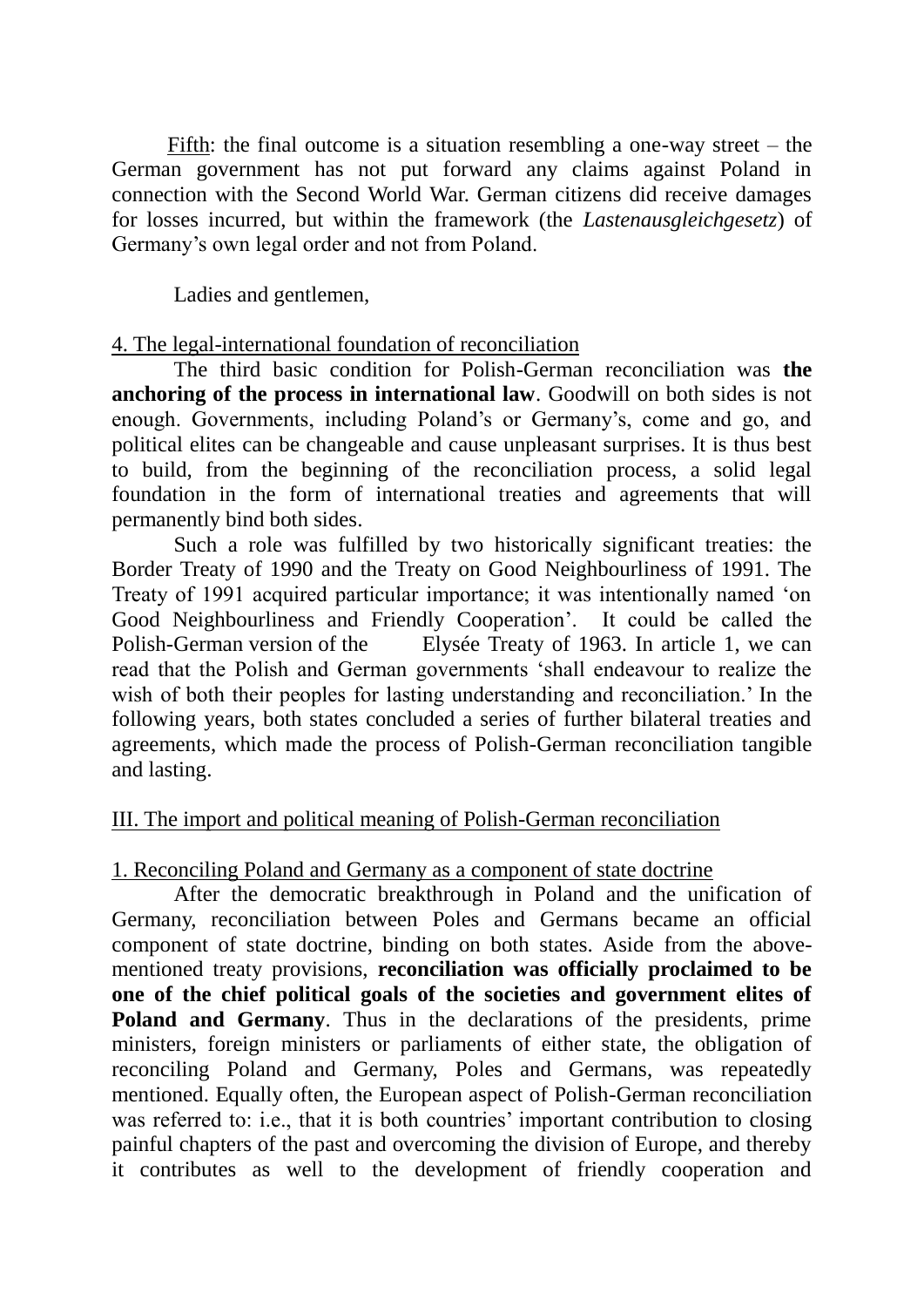Fifth: the final outcome is a situation resembling a one-way street – the German government has not put forward any claims against Poland in connection with the Second World War. German citizens did receive damages for losses incurred, but within the framework (the *Lastenausgleichgesetz*) of Germany's own legal order and not from Poland.

Ladies and gentlemen,

### 4. The legal-international foundation of reconciliation

The third basic condition for Polish-German reconciliation was **the anchoring of the process in international law**. Goodwill on both sides is not enough. Governments, including Poland's or Germany's, come and go, and political elites can be changeable and cause unpleasant surprises. It is thus best to build, from the beginning of the reconciliation process, a solid legal foundation in the form of international treaties and agreements that will permanently bind both sides.

Such a role was fulfilled by two historically significant treaties: the Border Treaty of 1990 and the Treaty on Good Neighbourliness of 1991. The Treaty of 1991 acquired particular importance; it was intentionally named 'on Good Neighbourliness and Friendly Cooperation'. It could be called the Polish-German version of the Elysée Treaty of 1963. In article 1, we can read that the Polish and German governments 'shall endeavour to realize the wish of both their peoples for lasting understanding and reconciliation.' In the following years, both states concluded a series of further bilateral treaties and agreements, which made the process of Polish-German reconciliation tangible and lasting.

## III. The import and political meaning of Polish-German reconciliation

### 1. Reconciling Poland and Germany as a component of state doctrine

After the democratic breakthrough in Poland and the unification of Germany, reconciliation between Poles and Germans became an official component of state doctrine, binding on both states. Aside from the above-mentioned treaty provisions, **reconciliation was officially proclaimed to be one of the chief political goals of the societies and government elites of Poland and Germany**. Thus in the declarations of the presidents, prime ministers, foreign ministers or parliaments of either state, the obligation of reconciling Poland and Germany, Poles and Germans, was repeatedly mentioned. Equally often, the European aspect of Polish-German reconciliation was referred to: i.e., that it is both countries' important contribution to closing painful chapters of the past and overcoming the division of Europe, and thereby it contributes as well to the development of friendly cooperation and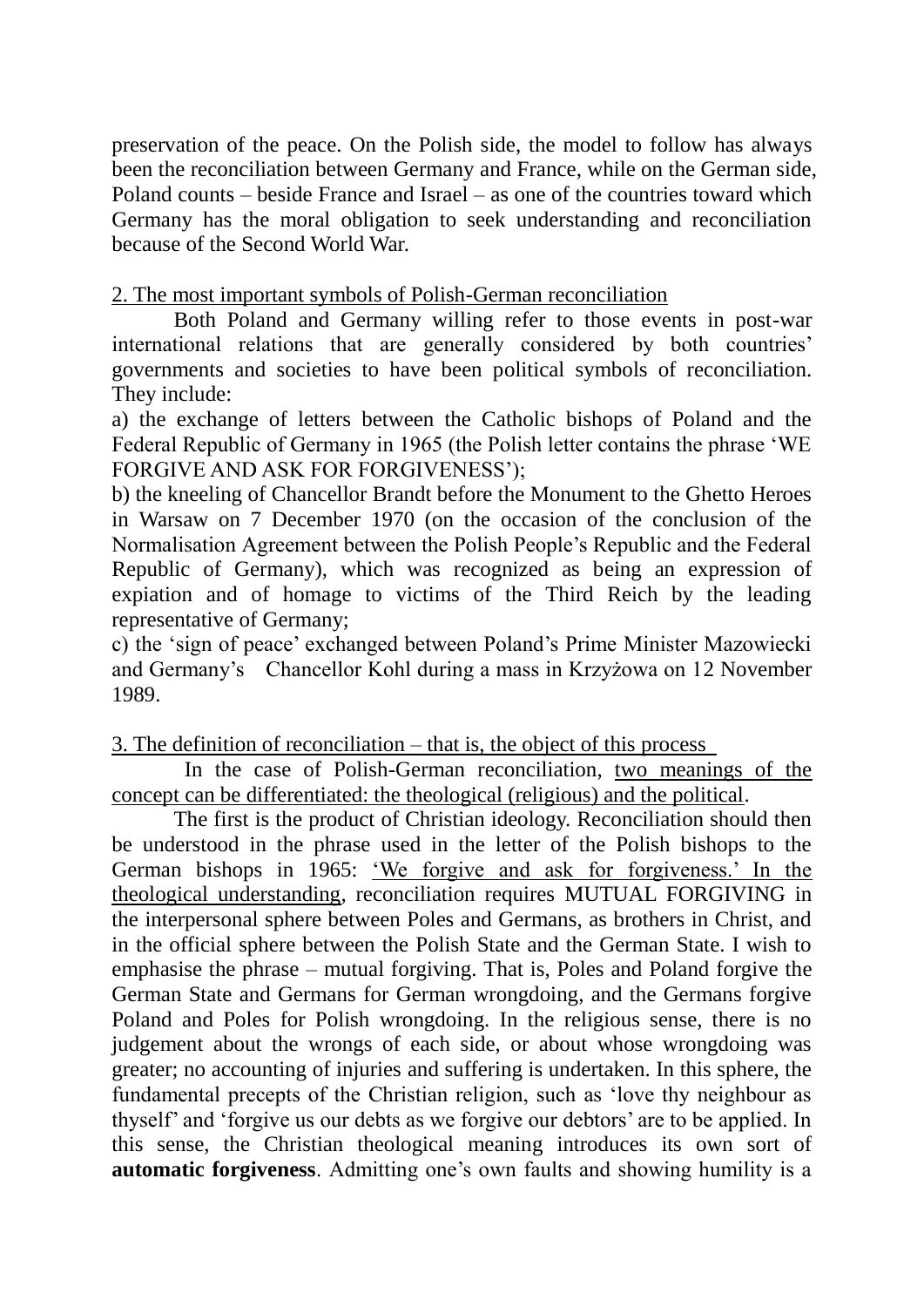preservation of the peace. On the Polish side, the model to follow has always been the reconciliation between Germany and France, while on the German side, Poland counts – beside France and Israel – as one of the countries toward which Germany has the moral obligation to seek understanding and reconciliation because of the Second World War.

<u>2. The most important symbols of Polish-German reconciliation</u>

Both Poland and Germany willing refer to those events in post-war international relations that are generally considered by both countries' governments and societies to have been political symbols of reconciliation. They include:

a) the exchange of letters between the Catholic bishops of Poland and the Federal Republic of Germany in 1965 (the Polish letter contains the phrase 'WE FORGIVE AND ASK FOR FORGIVENESS');

b) the kneeling of Chancellor Brandt before the Monument to the Ghetto Heroes in Warsaw on 7 December 1970 (on the occasion of the conclusion of the Normalisation Agreement between the Polish People's Republic and the Federal Republic of Germany), which was recognized as being an expression of expiation and of homage to victims of the Third Reich by the leading representative of Germany;

c) the 'sign of peace' exchanged between Poland's Prime Minister Mazowiecki and Germany's Chancellor Kohl during a mass in Krzyżowa on 12 November 1989.

<u>3. The definition of reconciliation – that is, the object of this process</u>

In the case of Polish-German reconciliation, <u>two meanings of the concept can be differentiated: the theological (religious) and the political</u>.

The first is the product of Christian ideology. Reconciliation should then be understood in the phrase used in the letter of the Polish bishops to the German bishops in 1965: <u>'We forgive and ask for forgiveness.' In the theological understanding</u>, reconciliation requires MUTUAL FORGIVING in the interpersonal sphere between Poles and Germans, as brothers in Christ, and in the official sphere between the Polish State and the German State. I wish to emphasise the phrase – mutual forgiving. That is, Poles and Poland forgive the German State and Germans for German wrongdoing, and the Germans forgive Poland and Poles for Polish wrongdoing. In the religious sense, there is no judgement about the wrongs of each side, or about whose wrongdoing was greater; no accounting of injuries and suffering is undertaken. In this sphere, the fundamental precepts of the Christian religion, such as 'love thy neighbour as thyself' and 'forgive us our debts as we forgive our debtors' are to be applied. In this sense, the Christian theological meaning introduces its own sort of **automatic forgiveness**. Admitting one's own faults and showing humility is a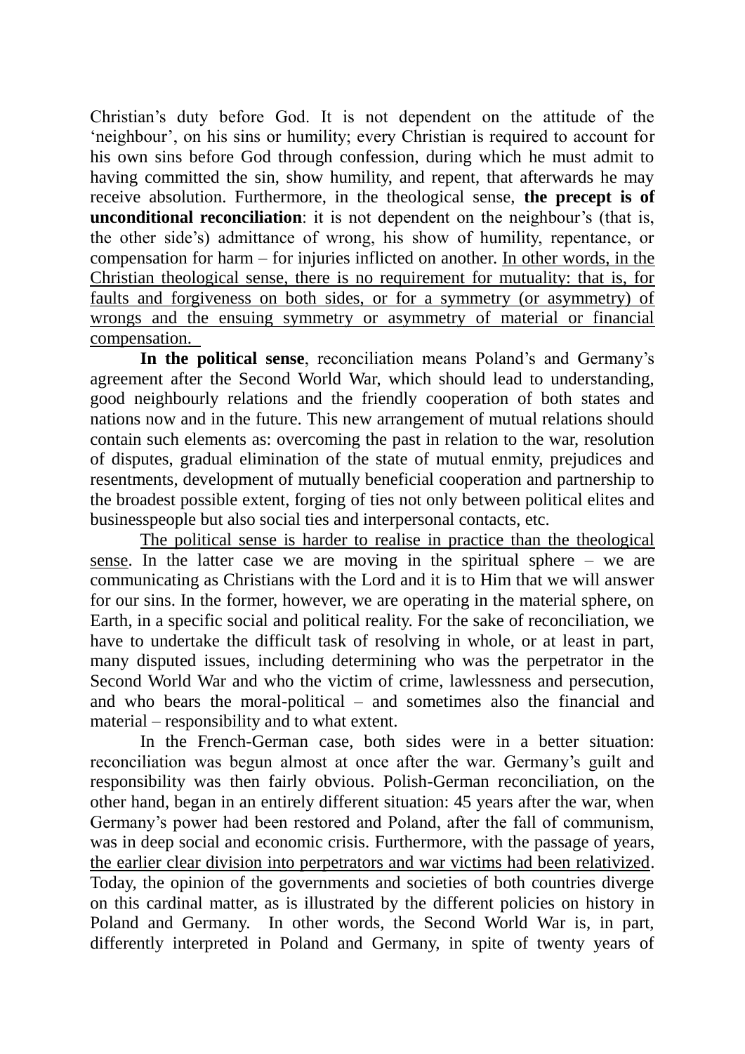Christian's duty before God. It is not dependent on the attitude of the 'neighbour', on his sins or humility; every Christian is required to account for his own sins before God through confession, during which he must admit to having committed the sin, show humility, and repent, that afterwards he may receive absolution. Furthermore, in the theological sense, **the precept is of unconditional reconciliation**: it is not dependent on the neighbour's (that is, the other side's) admittance of wrong, his show of humility, repentance, or compensation for harm – for injuries inflicted on another. <u>In other words, in the Christian theological sense, there is no requirement for mutuality: that is, for faults and forgiveness on both sides, or for a symmetry (or asymmetry) of wrongs and the ensuing symmetry or asymmetry of material or financial compensation.</u>

**In the political sense**, reconciliation means Poland's and Germany's agreement after the Second World War, which should lead to understanding, good neighbourly relations and the friendly cooperation of both states and nations now and in the future. This new arrangement of mutual relations should contain such elements as: overcoming the past in relation to the war, resolution of disputes, gradual elimination of the state of mutual enmity, prejudices and resentments, development of mutually beneficial cooperation and partnership to the broadest possible extent, forging of ties not only between political elites and businesspeople but also social ties and interpersonal contacts, etc.

<u>The political sense is harder to realise in practice than the theological sense</u>. In the latter case we are moving in the spiritual sphere – we are communicating as Christians with the Lord and it is to Him that we will answer for our sins. In the former, however, we are operating in the material sphere, on Earth, in a specific social and political reality. For the sake of reconciliation, we have to undertake the difficult task of resolving in whole, or at least in part, many disputed issues, including determining who was the perpetrator in the Second World War and who the victim of crime, lawlessness and persecution, and who bears the moral-political – and sometimes also the financial and material – responsibility and to what extent.

In the French-German case, both sides were in a better situation: reconciliation was begun almost at once after the war. Germany's guilt and responsibility was then fairly obvious. Polish-German reconciliation, on the other hand, began in an entirely different situation: 45 years after the war, when Germany's power had been restored and Poland, after the fall of communism, was in deep social and economic crisis. Furthermore, with the passage of years, <u>the earlier clear division into perpetrators and war victims had been relativized</u>. Today, the opinion of the governments and societies of both countries diverge on this cardinal matter, as is illustrated by the different policies on history in Poland and Germany. In other words, the Second World War is, in part, differently interpreted in Poland and Germany, in spite of twenty years of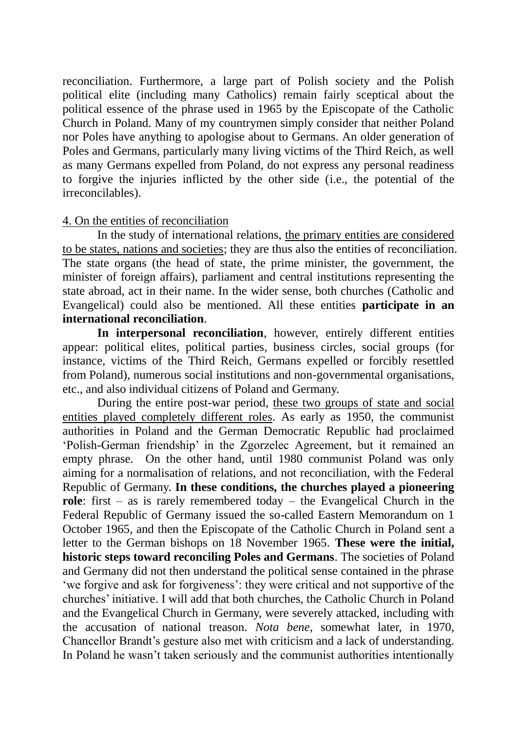reconciliation. Furthermore, a large part of Polish society and the Polish political elite (including many Catholics) remain fairly sceptical about the political essence of the phrase used in 1965 by the Episcopate of the Catholic Church in Poland. Many of my countrymen simply consider that neither Poland nor Poles have anything to apologise about to Germans. An older generation of Poles and Germans, particularly many living victims of the Third Reich, as well as many Germans expelled from Poland, do not express any personal readiness to forgive the injuries inflicted by the other side (i.e., the potential of the irreconcilables).

## 4. On the entities of reconciliation

In the study of international relations, the primary entities are considered to be states, nations and societies; they are thus also the entities of reconciliation. The state organs (the head of state, the prime minister, the government, the minister of foreign affairs), parliament and central institutions representing the state abroad, act in their name. In the wider sense, both churches (Catholic and Evangelical) could also be mentioned. All these entities **participate in an international reconciliation**.

**In interpersonal reconciliation**, however, entirely different entities appear: political elites, political parties, business circles, social groups (for instance, victims of the Third Reich, Germans expelled or forcibly resettled from Poland), numerous social institutions and non-governmental organisations, etc., and also individual citizens of Poland and Germany.

During the entire post-war period, these two groups of state and social entities played completely different roles. As early as 1950, the communist authorities in Poland and the German Democratic Republic had proclaimed 'Polish-German friendship' in the Zgorzelec Agreement, but it remained an empty phrase. On the other hand, until 1980 communist Poland was only aiming for a normalisation of relations, and not reconciliation, with the Federal Republic of Germany. **In these conditions, the churches played a pioneering role**: first – as is rarely remembered today – the Evangelical Church in the Federal Republic of Germany issued the so-called Eastern Memorandum on 1 October 1965, and then the Episcopate of the Catholic Church in Poland sent a letter to the German bishops on 18 November 1965. **These were the initial, historic steps toward reconciling Poles and Germans**. The societies of Poland and Germany did not then understand the political sense contained in the phrase 'we forgive and ask for forgiveness': they were critical and not supportive of the churches' initiative. I will add that both churches, the Catholic Church in Poland and the Evangelical Church in Germany, were severely attacked, including with the accusation of national treason. *Nota bene*, somewhat later, in 1970, Chancellor Brandt's gesture also met with criticism and a lack of understanding. In Poland he wasn't taken seriously and the communist authorities intentionally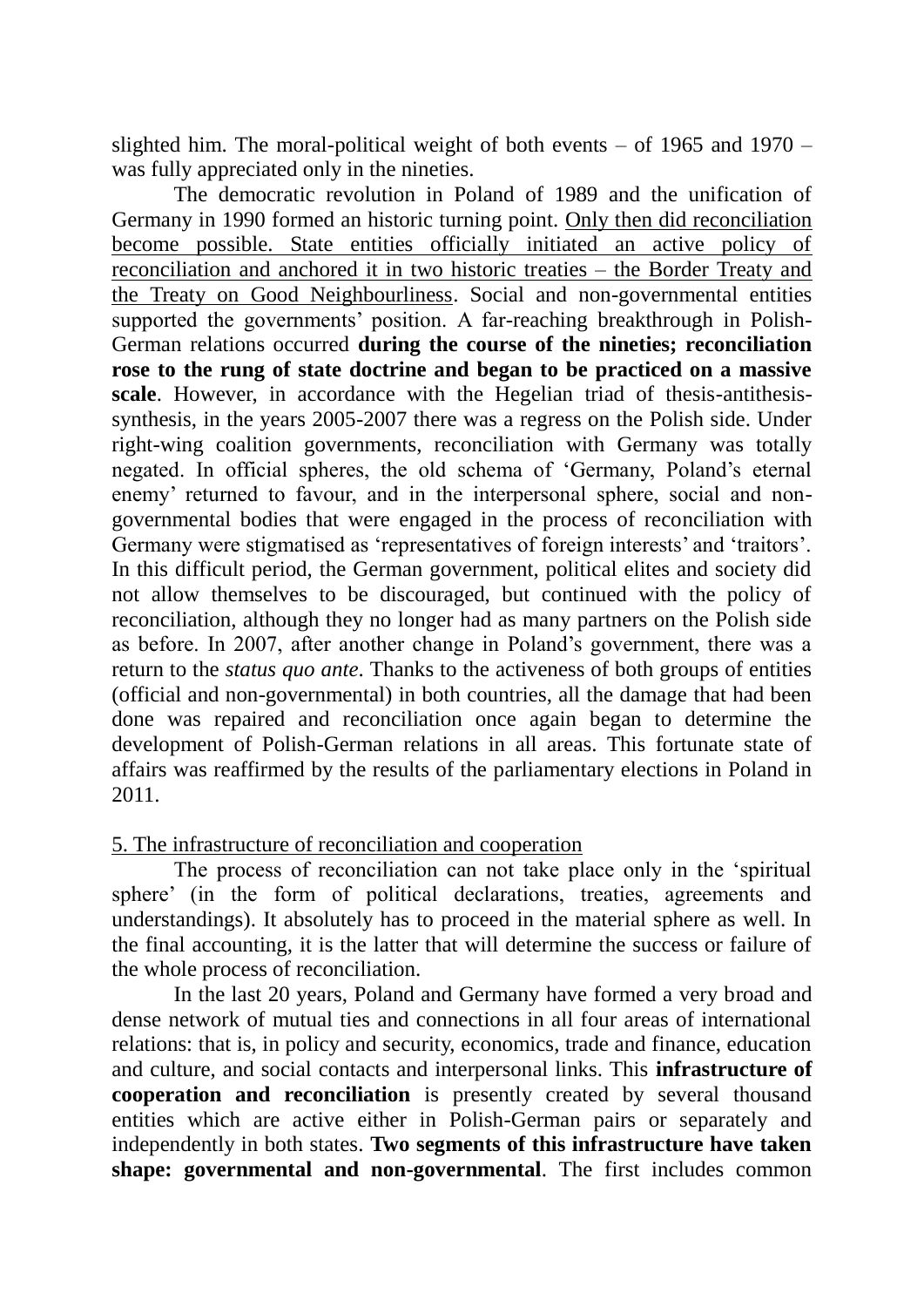slighted him. The moral-political weight of both events – of 1965 and 1970 – was fully appreciated only in the nineties.

The democratic revolution in Poland of 1989 and the unification of Germany in 1990 formed an historic turning point. <u>Only then did reconciliation become possible. State entities officially initiated an active policy of reconciliation and anchored it in two historic treaties – the Border Treaty and the Treaty on Good Neighbourliness</u>. Social and non-governmental entities supported the governments' position. A far-reaching breakthrough in Polish-German relations occurred **during the course of the nineties; reconciliation rose to the rung of state doctrine and began to be practiced on a massive scale**. However, in accordance with the Hegelian triad of thesis-antithesis-synthesis, in the years 2005-2007 there was a regress on the Polish side. Under right-wing coalition governments, reconciliation with Germany was totally negated. In official spheres, the old schema of 'Germany, Poland's eternal enemy' returned to favour, and in the interpersonal sphere, social and non-governmental bodies that were engaged in the process of reconciliation with Germany were stigmatised as 'representatives of foreign interests' and 'traitors'. In this difficult period, the German government, political elites and society did not allow themselves to be discouraged, but continued with the policy of reconciliation, although they no longer had as many partners on the Polish side as before. In 2007, after another change in Poland's government, there was a return to the *status quo ante*. Thanks to the activeness of both groups of entities (official and non-governmental) in both countries, all the damage that had been done was repaired and reconciliation once again began to determine the development of Polish-German relations in all areas. This fortunate state of affairs was reaffirmed by the results of the parliamentary elections in Poland in 2011.

## <u>5. The infrastructure of reconciliation and cooperation</u>

The process of reconciliation can not take place only in the 'spiritual sphere' (in the form of political declarations, treaties, agreements and understandings). It absolutely has to proceed in the material sphere as well. In the final accounting, it is the latter that will determine the success or failure of the whole process of reconciliation.

In the last 20 years, Poland and Germany have formed a very broad and dense network of mutual ties and connections in all four areas of international relations: that is, in policy and security, economics, trade and finance, education and culture, and social contacts and interpersonal links. This **infrastructure of cooperation and reconciliation** is presently created by several thousand entities which are active either in Polish-German pairs or separately and independently in both states. **Two segments of this infrastructure have taken shape: governmental and non-governmental**. The first includes common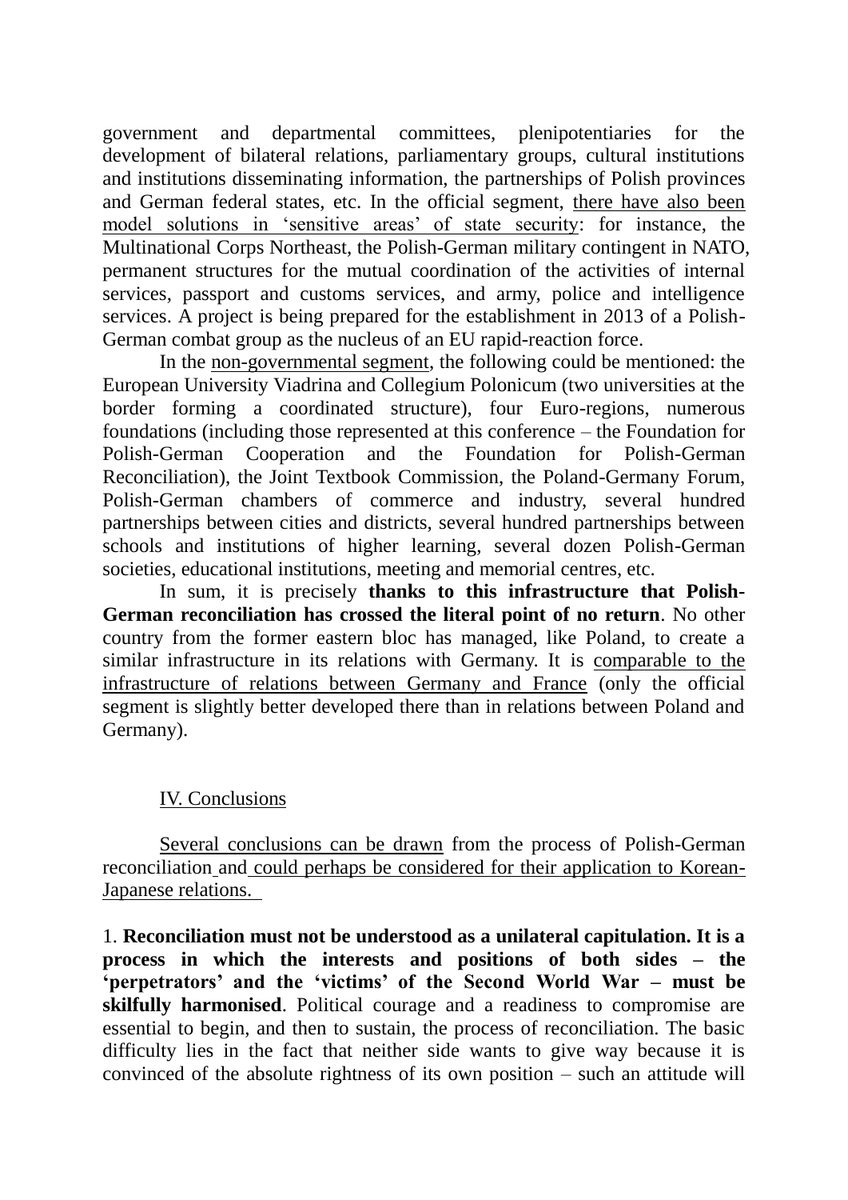government and departmental committees, plenipotentiaries for the development of bilateral relations, parliamentary groups, cultural institutions and institutions disseminating information, the partnerships of Polish provinces and German federal states, etc. In the official segment, <u>there have also been model solutions in 'sensitive areas' of state security</u>: for instance, the Multinational Corps Northeast, the Polish-German military contingent in NATO, permanent structures for the mutual coordination of the activities of internal services, passport and customs services, and army, police and intelligence services. A project is being prepared for the establishment in 2013 of a Polish-German combat group as the nucleus of an EU rapid-reaction force.

In the <u>non-governmental segment</u>, the following could be mentioned: the European University Viadrina and Collegium Polonicum (two universities at the border forming a coordinated structure), four Euro-regions, numerous foundations (including those represented at this conference – the Foundation for Polish-German Cooperation and the Foundation for Polish-German Reconciliation), the Joint Textbook Commission, the Poland-Germany Forum, Polish-German chambers of commerce and industry, several hundred partnerships between cities and districts, several hundred partnerships between schools and institutions of higher learning, several dozen Polish-German societies, educational institutions, meeting and memorial centres, etc.

In sum, it is precisely **thanks to this infrastructure that Polish-German reconciliation has crossed the literal point of no return**. No other country from the former eastern bloc has managed, like Poland, to create a similar infrastructure in its relations with Germany. It is <u>comparable to the infrastructure of relations between Germany and France</u> (only the official segment is slightly better developed there than in relations between Poland and Germany).

## IV. Conclusions

<u>Several conclusions can be drawn</u> from the process of Polish-German reconciliation and <u>could perhaps be considered for their application to Korean-Japanese relations.</u>

1. **Reconciliation must not be understood as a unilateral capitulation. It is a process in which the interests and positions of both sides – the 'perpetrators' and the 'victims' of the Second World War – must be skilfully harmonised**. Political courage and a readiness to compromise are essential to begin, and then to sustain, the process of reconciliation. The basic difficulty lies in the fact that neither side wants to give way because it is convinced of the absolute rightness of its own position – such an attitude will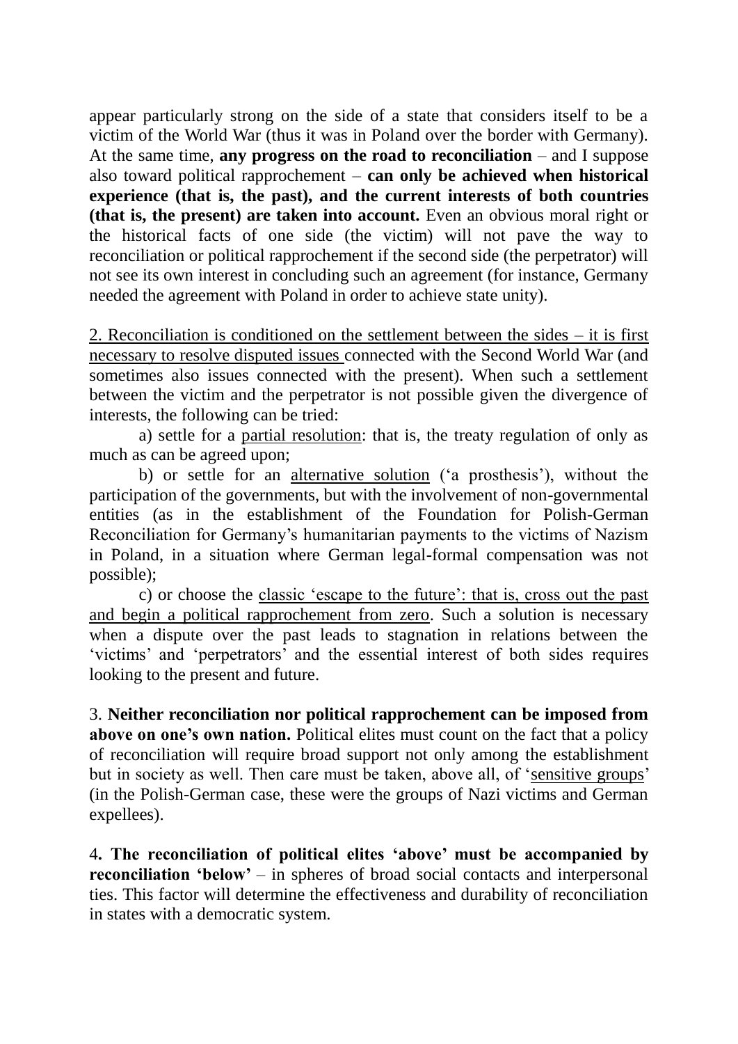appear particularly strong on the side of a state that considers itself to be a victim of the World War (thus it was in Poland over the border with Germany). At the same time, **any progress on the road to reconciliation** – and I suppose also toward political rapprochement – **can only be achieved when historical experience (that is, the past), and the current interests of both countries (that is, the present) are taken into account.** Even an obvious moral right or the historical facts of one side (the victim) will not pave the way to reconciliation or political rapprochement if the second side (the perpetrator) will not see its own interest in concluding such an agreement (for instance, Germany needed the agreement with Poland in order to achieve state unity).

2. <u>Reconciliation is conditioned on the settlement between the sides – it is first necessary to resolve disputed issues</u> connected with the Second World War (and sometimes also issues connected with the present). When such a settlement between the victim and the perpetrator is not possible given the divergence of interests, the following can be tried:

a) settle for a <u>partial resolution</u>: that is, the treaty regulation of only as much as can be agreed upon;

b) or settle for an <u>alternative solution</u> ('a prosthesis'), without the participation of the governments, but with the involvement of non-governmental entities (as in the establishment of the Foundation for Polish-German Reconciliation for Germany's humanitarian payments to the victims of Nazism in Poland, in a situation where German legal-formal compensation was not possible);

c) or choose the <u>classic 'escape to the future': that is, cross out the past and begin a political rapprochement from zero</u>. Such a solution is necessary when a dispute over the past leads to stagnation in relations between the 'victims' and 'perpetrators' and the essential interest of both sides requires looking to the present and future.

3. **Neither reconciliation nor political rapprochement can be imposed from above on one's own nation.** Political elites must count on the fact that a policy of reconciliation will require broad support not only among the establishment but in society as well. Then care must be taken, above all, of '<u>sensitive groups</u>' (in the Polish-German case, these were the groups of Nazi victims and German expellees).

4**. The reconciliation of political elites 'above' must be accompanied by reconciliation 'below'** – in spheres of broad social contacts and interpersonal ties. This factor will determine the effectiveness and durability of reconciliation in states with a democratic system.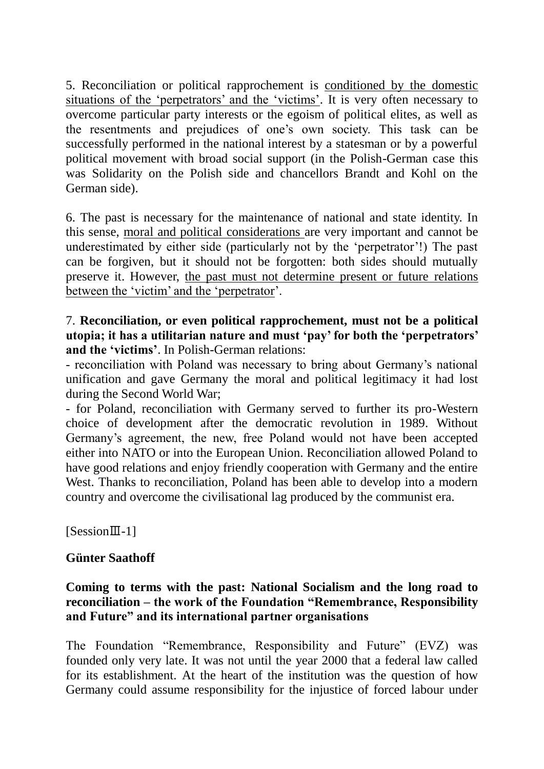5. Reconciliation or political rapprochement is <u>conditioned by the domestic situations of the 'perpetrators' and the 'victims'</u>. It is very often necessary to overcome particular party interests or the egoism of political elites, as well as the resentments and prejudices of one's own society. This task can be successfully performed in the national interest by a statesman or by a powerful political movement with broad social support (in the Polish-German case this was Solidarity on the Polish side and chancellors Brandt and Kohl on the German side).

6. The past is necessary for the maintenance of national and state identity. In this sense, <u>moral and political considerations</u> are very important and cannot be underestimated by either side (particularly not by the 'perpetrator'!) The past can be forgiven, but it should not be forgotten: both sides should mutually preserve it. However, <u>the past must not determine present or future relations between the 'victim' and the 'perpetrator'</u>.

7. **Reconciliation, or even political rapprochement, must not be a political utopia; it has a utilitarian nature and must 'pay' for both the 'perpetrators' and the 'victims'**. In Polish-German relations:

- reconciliation with Poland was necessary to bring about Germany's national unification and gave Germany the moral and political legitimacy it had lost during the Second World War;
- for Poland, reconciliation with Germany served to further its pro-Western choice of development after the democratic revolution in 1989. Without Germany's agreement, the new, free Poland would not have been accepted either into NATO or into the European Union. Reconciliation allowed Poland to have good relations and enjoy friendly cooperation with Germany and the entire West. Thanks to reconciliation, Poland has been able to develop into a modern country and overcome the civilisational lag produced by the communist era.

[SessionⅢ-1]

**Günter Saathoff**

**Coming to terms with the past: National Socialism and the long road to reconciliation – the work of the Foundation "Remembrance, Responsibility and Future" and its international partner organisations**

The Foundation "Remembrance, Responsibility and Future" (EVZ) was founded only very late. It was not until the year 2000 that a federal law called for its establishment. At the heart of the institution was the question of how Germany could assume responsibility for the injustice of forced labour under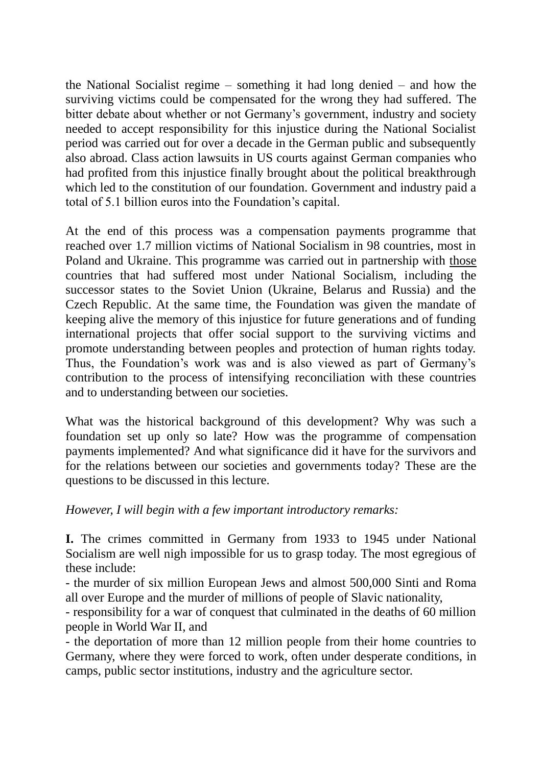the National Socialist regime – something it had long denied – and how the surviving victims could be compensated for the wrong they had suffered. The bitter debate about whether or not Germany's government, industry and society needed to accept responsibility for this injustice during the National Socialist period was carried out for over a decade in the German public and subsequently also abroad. Class action lawsuits in US courts against German companies who had profited from this injustice finally brought about the political breakthrough which led to the constitution of our foundation. Government and industry paid a total of 5.1 billion euros into the Foundation's capital.

At the end of this process was a compensation payments programme that reached over 1.7 million victims of National Socialism in 98 countries, most in Poland and Ukraine. This programme was carried out in partnership with <u>those</u> countries that had suffered most under National Socialism, including the successor states to the Soviet Union (Ukraine, Belarus and Russia) and the Czech Republic. At the same time, the Foundation was given the mandate of keeping alive the memory of this injustice for future generations and of funding international projects that offer social support to the surviving victims and promote understanding between peoples and protection of human rights today. Thus, the Foundation's work was and is also viewed as part of Germany's contribution to the process of intensifying reconciliation with these countries and to understanding between our societies.

What was the historical background of this development? Why was such a foundation set up only so late? How was the programme of compensation payments implemented? And what significance did it have for the survivors and for the relations between our societies and governments today? These are the questions to be discussed in this lecture.

*However, I will begin with a few important introductory remarks:*

**I.** The crimes committed in Germany from 1933 to 1945 under National Socialism are well nigh impossible for us to grasp today. The most egregious of these include:

- the murder of six million European Jews and almost 500,000 Sinti and Roma all over Europe and the murder of millions of people of Slavic nationality,
- responsibility for a war of conquest that culminated in the deaths of 60 million people in World War II, and
- the deportation of more than 12 million people from their home countries to Germany, where they were forced to work, often under desperate conditions, in camps, public sector institutions, industry and the agriculture sector.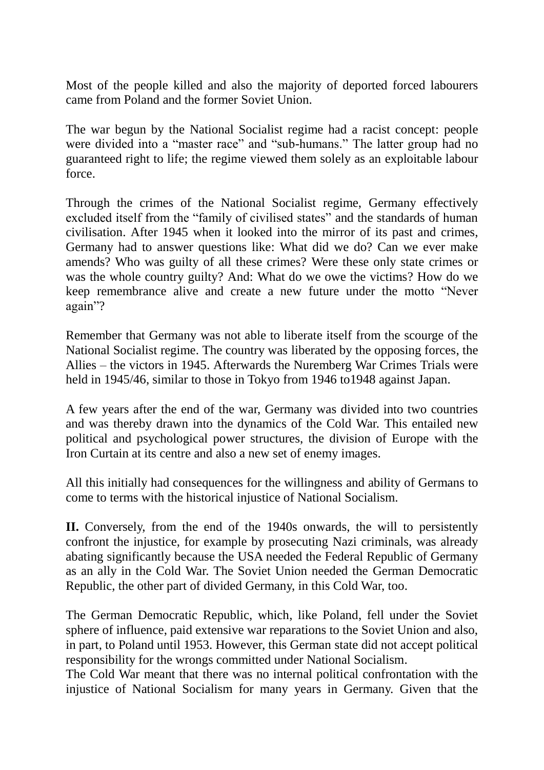Most of the people killed and also the majority of deported forced labourers came from Poland and the former Soviet Union.

The war begun by the National Socialist regime had a racist concept: people were divided into a "master race" and "sub-humans." The latter group had no guaranteed right to life; the regime viewed them solely as an exploitable labour force.

Through the crimes of the National Socialist regime, Germany effectively excluded itself from the "family of civilised states" and the standards of human civilisation. After 1945 when it looked into the mirror of its past and crimes, Germany had to answer questions like: What did we do? Can we ever make amends? Who was guilty of all these crimes? Were these only state crimes or was the whole country guilty? And: What do we owe the victims? How do we keep remembrance alive and create a new future under the motto "Never again"?

Remember that Germany was not able to liberate itself from the scourge of the National Socialist regime. The country was liberated by the opposing forces, the Allies – the victors in 1945. Afterwards the Nuremberg War Crimes Trials were held in 1945/46, similar to those in Tokyo from 1946 to1948 against Japan.

A few years after the end of the war, Germany was divided into two countries and was thereby drawn into the dynamics of the Cold War. This entailed new political and psychological power structures, the division of Europe with the Iron Curtain at its centre and also a new set of enemy images.

All this initially had consequences for the willingness and ability of Germans to come to terms with the historical injustice of National Socialism.

**II.** Conversely, from the end of the 1940s onwards, the will to persistently confront the injustice, for example by prosecuting Nazi criminals, was already abating significantly because the USA needed the Federal Republic of Germany as an ally in the Cold War. The Soviet Union needed the German Democratic Republic, the other part of divided Germany, in this Cold War, too.

The German Democratic Republic, which, like Poland, fell under the Soviet sphere of influence, paid extensive war reparations to the Soviet Union and also, in part, to Poland until 1953. However, this German state did not accept political responsibility for the wrongs committed under National Socialism.
The Cold War meant that there was no internal political confrontation with the injustice of National Socialism for many years in Germany. Given that the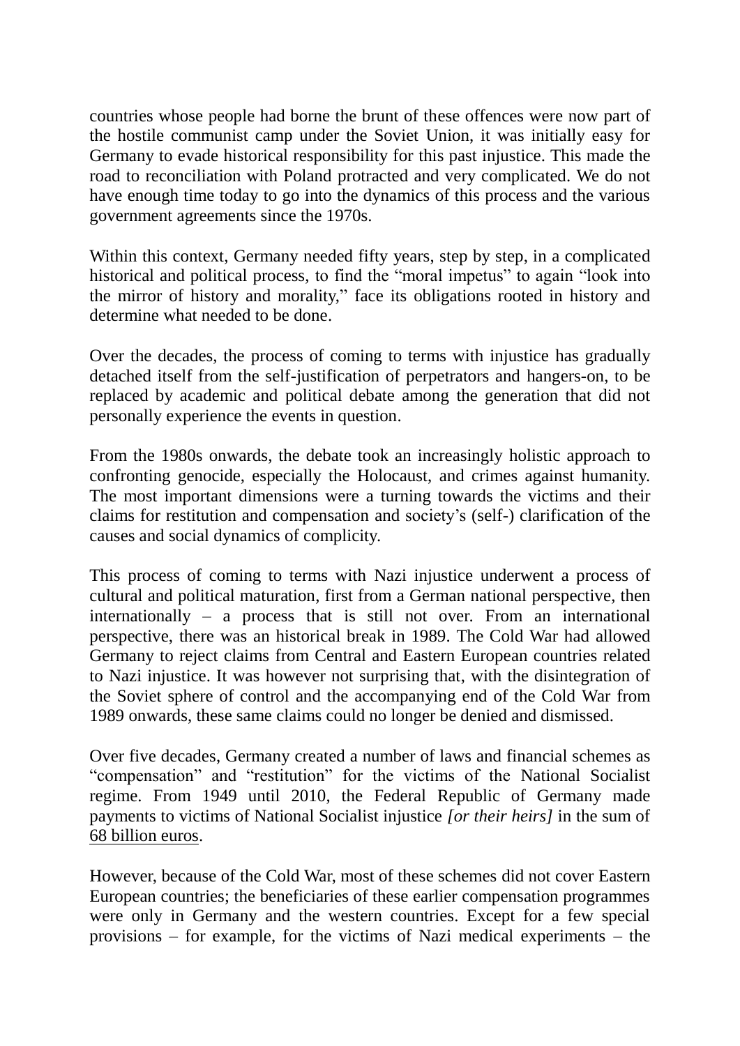countries whose people had borne the brunt of these offences were now part of the hostile communist camp under the Soviet Union, it was initially easy for Germany to evade historical responsibility for this past injustice. This made the road to reconciliation with Poland protracted and very complicated. We do not have enough time today to go into the dynamics of this process and the various government agreements since the 1970s.

Within this context, Germany needed fifty years, step by step, in a complicated historical and political process, to find the "moral impetus" to again "look into the mirror of history and morality," face its obligations rooted in history and determine what needed to be done.

Over the decades, the process of coming to terms with injustice has gradually detached itself from the self-justification of perpetrators and hangers-on, to be replaced by academic and political debate among the generation that did not personally experience the events in question.

From the 1980s onwards, the debate took an increasingly holistic approach to confronting genocide, especially the Holocaust, and crimes against humanity. The most important dimensions were a turning towards the victims and their claims for restitution and compensation and society's (self-) clarification of the causes and social dynamics of complicity.

This process of coming to terms with Nazi injustice underwent a process of cultural and political maturation, first from a German national perspective, then internationally – a process that is still not over. From an international perspective, there was an historical break in 1989. The Cold War had allowed Germany to reject claims from Central and Eastern European countries related to Nazi injustice. It was however not surprising that, with the disintegration of the Soviet sphere of control and the accompanying end of the Cold War from 1989 onwards, these same claims could no longer be denied and dismissed.

Over five decades, Germany created a number of laws and financial schemes as "compensation" and "restitution" for the victims of the National Socialist regime. From 1949 until 2010, the Federal Republic of Germany made payments to victims of National Socialist injustice *[or their heirs]* in the sum of 68 billion euros.

However, because of the Cold War, most of these schemes did not cover Eastern European countries; the beneficiaries of these earlier compensation programmes were only in Germany and the western countries. Except for a few special provisions – for example, for the victims of Nazi medical experiments – the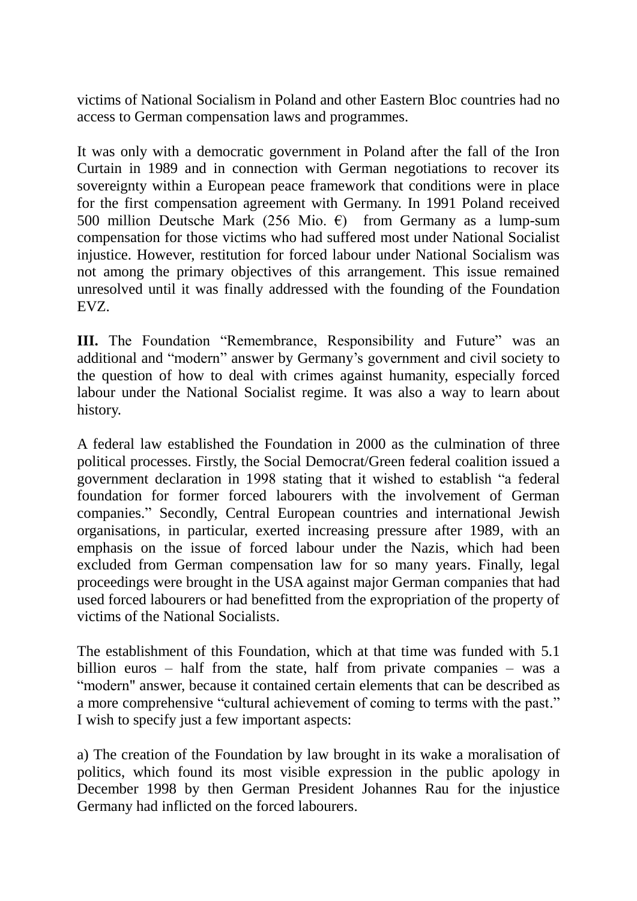victims of National Socialism in Poland and other Eastern Bloc countries had no access to German compensation laws and programmes.

It was only with a democratic government in Poland after the fall of the Iron Curtain in 1989 and in connection with German negotiations to recover its sovereignty within a European peace framework that conditions were in place for the first compensation agreement with Germany. In 1991 Poland received 500 million Deutsche Mark (256 Mio. €) from Germany as a lump-sum compensation for those victims who had suffered most under National Socialist injustice. However, restitution for forced labour under National Socialism was not among the primary objectives of this arrangement. This issue remained unresolved until it was finally addressed with the founding of the Foundation EVZ.

**III.** The Foundation "Remembrance, Responsibility and Future" was an additional and "modern" answer by Germany's government and civil society to the question of how to deal with crimes against humanity, especially forced labour under the National Socialist regime. It was also a way to learn about history.

A federal law established the Foundation in 2000 as the culmination of three political processes. Firstly, the Social Democrat/Green federal coalition issued a government declaration in 1998 stating that it wished to establish "a federal foundation for former forced labourers with the involvement of German companies." Secondly, Central European countries and international Jewish organisations, in particular, exerted increasing pressure after 1989, with an emphasis on the issue of forced labour under the Nazis, which had been excluded from German compensation law for so many years. Finally, legal proceedings were brought in the USA against major German companies that had used forced labourers or had benefitted from the expropriation of the property of victims of the National Socialists.

The establishment of this Foundation, which at that time was funded with 5.1 billion euros – half from the state, half from private companies – was a "modern" answer, because it contained certain elements that can be described as a more comprehensive "cultural achievement of coming to terms with the past." I wish to specify just a few important aspects:

a) The creation of the Foundation by law brought in its wake a moralisation of politics, which found its most visible expression in the public apology in December 1998 by then German President Johannes Rau for the injustice Germany had inflicted on the forced labourers.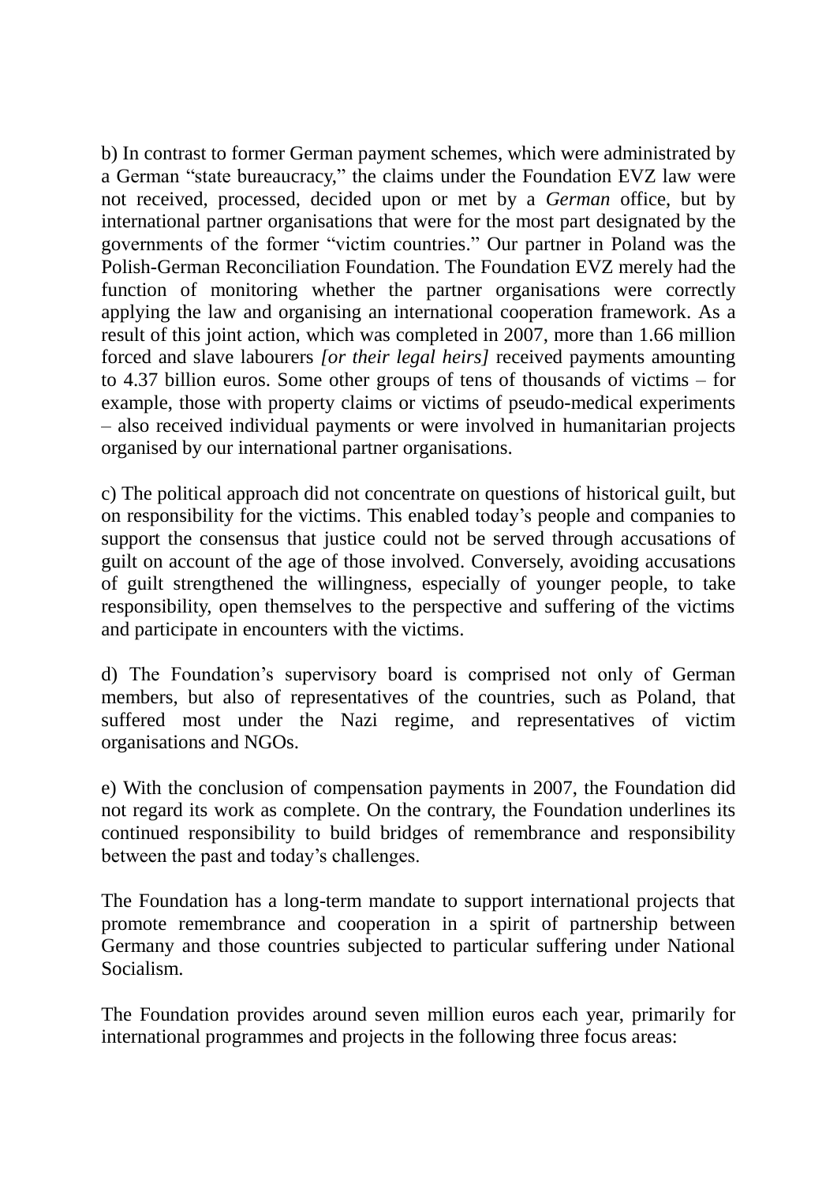b) In contrast to former German payment schemes, which were administrated by a German "state bureaucracy," the claims under the Foundation EVZ law were not received, processed, decided upon or met by a *German* office, but by international partner organisations that were for the most part designated by the governments of the former "victim countries." Our partner in Poland was the Polish-German Reconciliation Foundation. The Foundation EVZ merely had the function of monitoring whether the partner organisations were correctly applying the law and organising an international cooperation framework. As a result of this joint action, which was completed in 2007, more than 1.66 million forced and slave labourers *[or their legal heirs]* received payments amounting to 4.37 billion euros. Some other groups of tens of thousands of victims – for example, those with property claims or victims of pseudo-medical experiments – also received individual payments or were involved in humanitarian projects organised by our international partner organisations.

c) The political approach did not concentrate on questions of historical guilt, but on responsibility for the victims. This enabled today's people and companies to support the consensus that justice could not be served through accusations of guilt on account of the age of those involved. Conversely, avoiding accusations of guilt strengthened the willingness, especially of younger people, to take responsibility, open themselves to the perspective and suffering of the victims and participate in encounters with the victims.

d) The Foundation's supervisory board is comprised not only of German members, but also of representatives of the countries, such as Poland, that suffered most under the Nazi regime, and representatives of victim organisations and NGOs.

e) With the conclusion of compensation payments in 2007, the Foundation did not regard its work as complete. On the contrary, the Foundation underlines its continued responsibility to build bridges of remembrance and responsibility between the past and today's challenges.

The Foundation has a long-term mandate to support international projects that promote remembrance and cooperation in a spirit of partnership between Germany and those countries subjected to particular suffering under National Socialism.

The Foundation provides around seven million euros each year, primarily for international programmes and projects in the following three focus areas: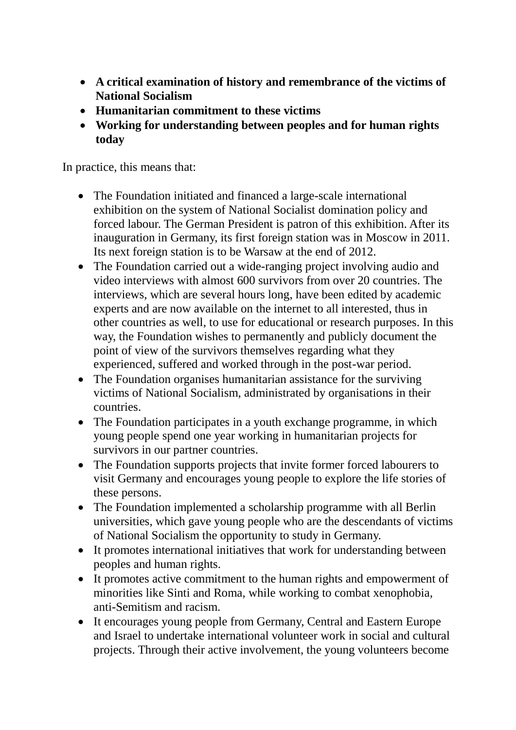- **A critical examination of history and remembrance of the victims of National Socialism**
- **Humanitarian commitment to these victims**
- **Working for understanding between peoples and for human rights today**

In practice, this means that:

- The Foundation initiated and financed a large-scale international exhibition on the system of National Socialist domination policy and forced labour. The German President is patron of this exhibition. After its inauguration in Germany, its first foreign station was in Moscow in 2011. Its next foreign station is to be Warsaw at the end of 2012.
- The Foundation carried out a wide-ranging project involving audio and video interviews with almost 600 survivors from over 20 countries. The interviews, which are several hours long, have been edited by academic experts and are now available on the internet to all interested, thus in other countries as well, to use for educational or research purposes. In this way, the Foundation wishes to permanently and publicly document the point of view of the survivors themselves regarding what they experienced, suffered and worked through in the post-war period.
- The Foundation organises humanitarian assistance for the surviving victims of National Socialism, administrated by organisations in their countries.
- The Foundation participates in a youth exchange programme, in which young people spend one year working in humanitarian projects for survivors in our partner countries.
- The Foundation supports projects that invite former forced labourers to visit Germany and encourages young people to explore the life stories of these persons.
- The Foundation implemented a scholarship programme with all Berlin universities, which gave young people who are the descendants of victims of National Socialism the opportunity to study in Germany.
- It promotes international initiatives that work for understanding between peoples and human rights.
- It promotes active commitment to the human rights and empowerment of minorities like Sinti and Roma, while working to combat xenophobia, anti-Semitism and racism.
- It encourages young people from Germany, Central and Eastern Europe and Israel to undertake international volunteer work in social and cultural projects. Through their active involvement, the young volunteers become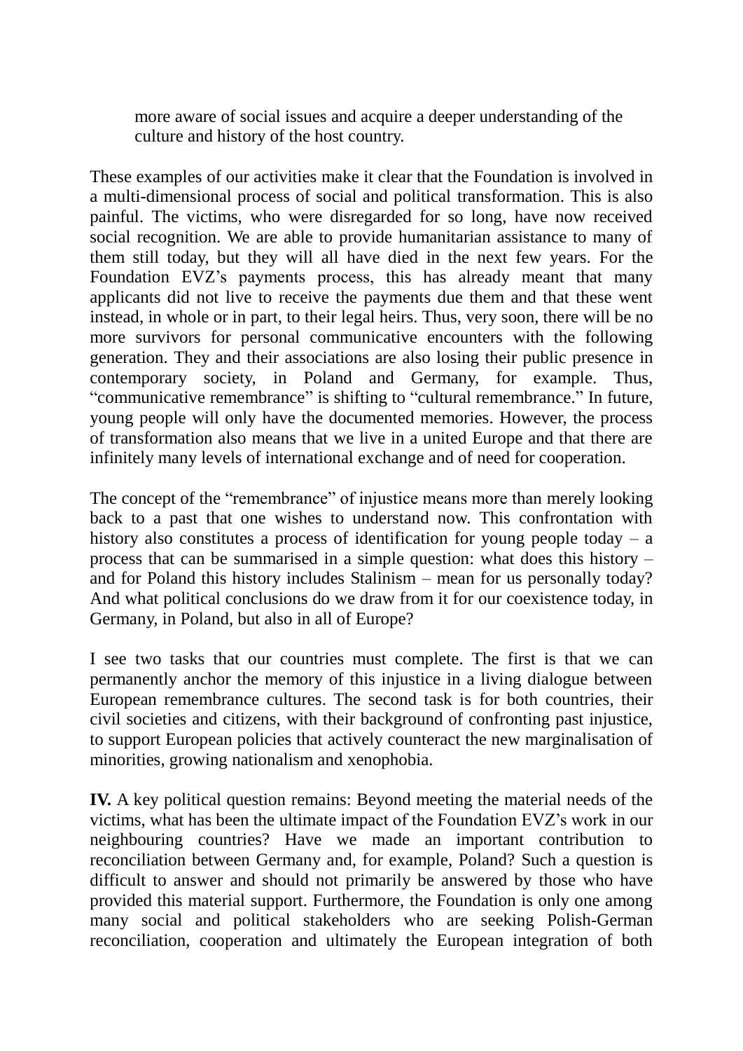more aware of social issues and acquire a deeper understanding of the culture and history of the host country.

These examples of our activities make it clear that the Foundation is involved in a multi-dimensional process of social and political transformation. This is also painful. The victims, who were disregarded for so long, have now received social recognition. We are able to provide humanitarian assistance to many of them still today, but they will all have died in the next few years. For the Foundation EVZ's payments process, this has already meant that many applicants did not live to receive the payments due them and that these went instead, in whole or in part, to their legal heirs. Thus, very soon, there will be no more survivors for personal communicative encounters with the following generation. They and their associations are also losing their public presence in contemporary society, in Poland and Germany, for example. Thus, "communicative remembrance" is shifting to "cultural remembrance." In future, young people will only have the documented memories. However, the process of transformation also means that we live in a united Europe and that there are infinitely many levels of international exchange and of need for cooperation.

The concept of the "remembrance" of injustice means more than merely looking back to a past that one wishes to understand now. This confrontation with history also constitutes a process of identification for young people today – a process that can be summarised in a simple question: what does this history – and for Poland this history includes Stalinism – mean for us personally today? And what political conclusions do we draw from it for our coexistence today, in Germany, in Poland, but also in all of Europe?

I see two tasks that our countries must complete. The first is that we can permanently anchor the memory of this injustice in a living dialogue between European remembrance cultures. The second task is for both countries, their civil societies and citizens, with their background of confronting past injustice, to support European policies that actively counteract the new marginalisation of minorities, growing nationalism and xenophobia.

**IV.** A key political question remains: Beyond meeting the material needs of the victims, what has been the ultimate impact of the Foundation EVZ's work in our neighbouring countries? Have we made an important contribution to reconciliation between Germany and, for example, Poland? Such a question is difficult to answer and should not primarily be answered by those who have provided this material support. Furthermore, the Foundation is only one among many social and political stakeholders who are seeking Polish-German reconciliation, cooperation and ultimately the European integration of both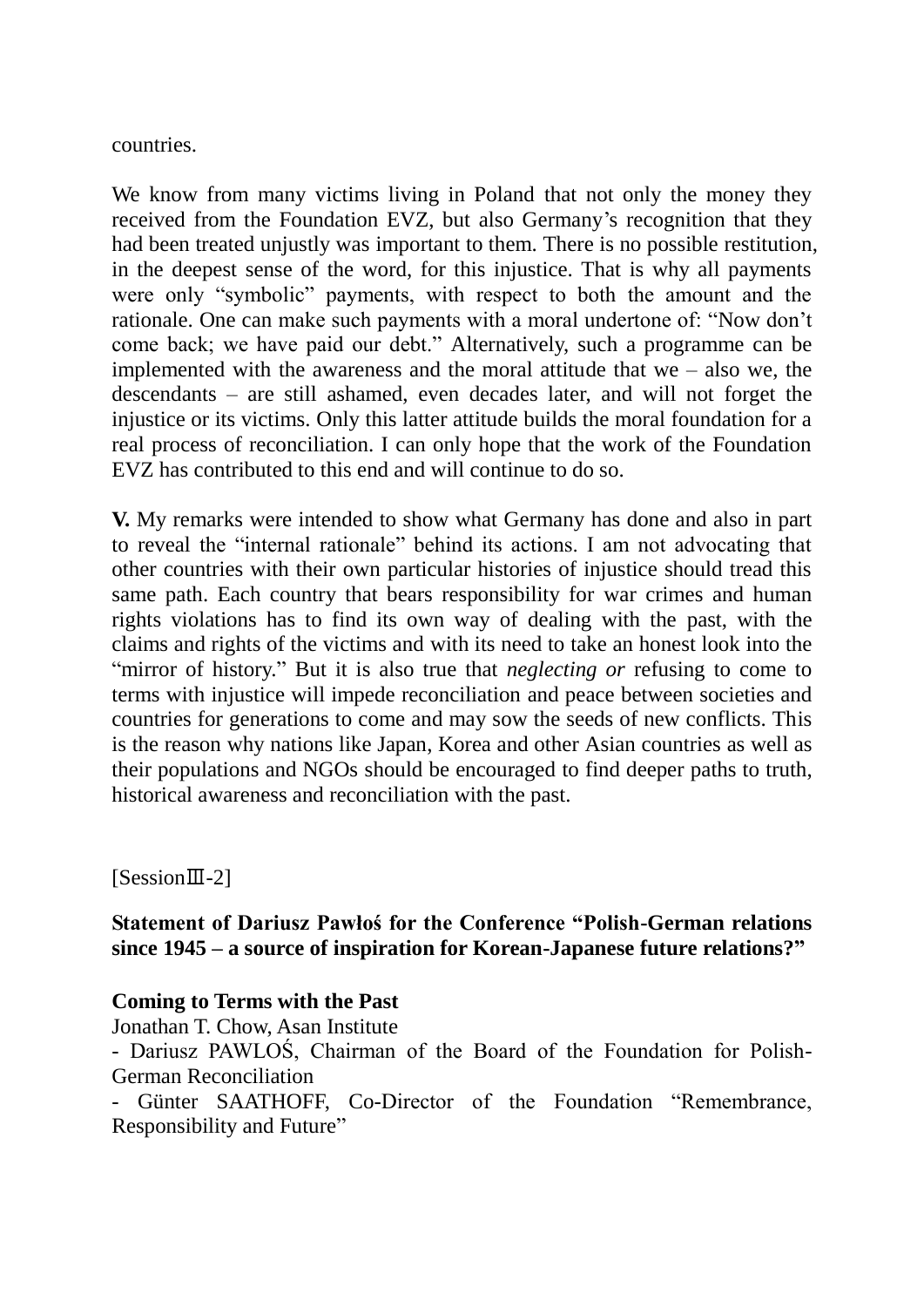countries.

We know from many victims living in Poland that not only the money they received from the Foundation EVZ, but also Germany's recognition that they had been treated unjustly was important to them. There is no possible restitution, in the deepest sense of the word, for this injustice. That is why all payments were only "symbolic" payments, with respect to both the amount and the rationale. One can make such payments with a moral undertone of: "Now don't come back; we have paid our debt." Alternatively, such a programme can be implemented with the awareness and the moral attitude that we – also we, the descendants – are still ashamed, even decades later, and will not forget the injustice or its victims. Only this latter attitude builds the moral foundation for a real process of reconciliation. I can only hope that the work of the Foundation EVZ has contributed to this end and will continue to do so.

**V.** My remarks were intended to show what Germany has done and also in part to reveal the "internal rationale" behind its actions. I am not advocating that other countries with their own particular histories of injustice should tread this same path. Each country that bears responsibility for war crimes and human rights violations has to find its own way of dealing with the past, with the claims and rights of the victims and with its need to take an honest look into the "mirror of history." But it is also true that *neglecting or* refusing to come to terms with injustice will impede reconciliation and peace between societies and countries for generations to come and may sow the seeds of new conflicts. This is the reason why nations like Japan, Korea and other Asian countries as well as their populations and NGOs should be encouraged to find deeper paths to truth, historical awareness and reconciliation with the past.

[SessionⅢ-2]

**Statement of Dariusz Pawłoś for the Conference "Polish-German relations since 1945 – a source of inspiration for Korean-Japanese future relations?"**

**Coming to Terms with the Past**

Jonathan T. Chow, Asan Institute

- Dariusz PAWLOŚ, Chairman of the Board of the Foundation for Polish-German Reconciliation
- Günter SAATHOFF, Co-Director of the Foundation "Remembrance, Responsibility and Future"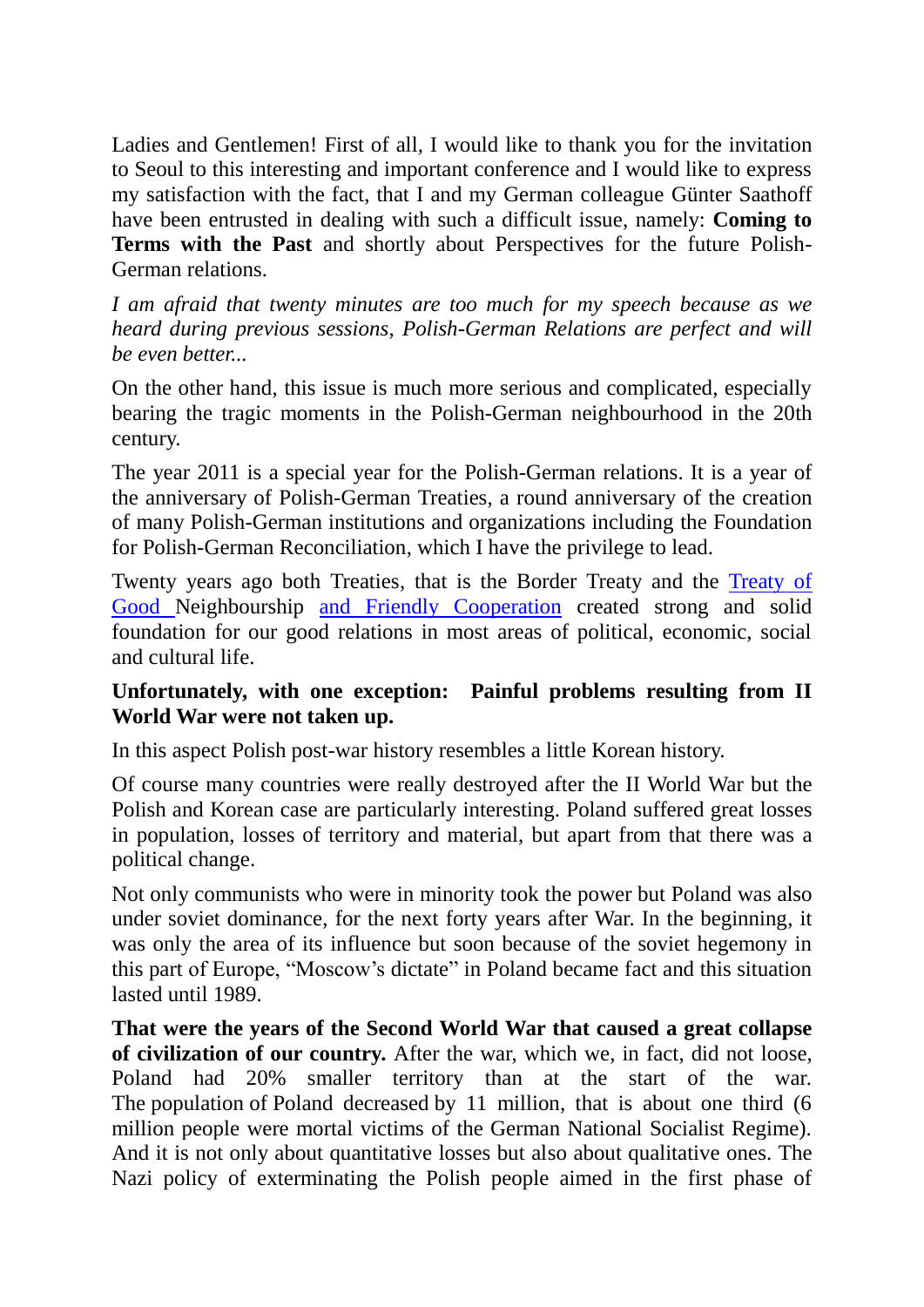Ladies and Gentlemen! First of all, I would like to thank you for the invitation to Seoul to this interesting and important conference and I would like to express my satisfaction with the fact, that I and my German colleague Günter Saathoff have been entrusted in dealing with such a difficult issue, namely: **Coming to Terms with the Past** and shortly about Perspectives for the future Polish-German relations.

*I am afraid that twenty minutes are too much for my speech because as we heard during previous sessions, Polish-German Relations are perfect and will be even better...*

On the other hand, this issue is much more serious and complicated, especially bearing the tragic moments in the Polish-German neighbourhood in the 20th century.

The year 2011 is a special year for the Polish-German relations. It is a year of the anniversary of Polish-German Treaties, a round anniversary of the creation of many Polish-German institutions and organizations including the Foundation for Polish-German Reconciliation, which I have the privilege to lead.

Twenty years ago both Treaties, that is the Border Treaty and the Treaty of Good Neighbourship and Friendly Cooperation created strong and solid foundation for our good relations in most areas of political, economic, social and cultural life.

**Unfortunately, with one exception: Painful problems resulting from II World War were not taken up.**

In this aspect Polish post-war history resembles a little Korean history.

Of course many countries were really destroyed after the II World War but the Polish and Korean case are particularly interesting. Poland suffered great losses in population, losses of territory and material, but apart from that there was a political change.

Not only communists who were in minority took the power but Poland was also under soviet dominance, for the next forty years after War. In the beginning, it was only the area of its influence but soon because of the soviet hegemony in this part of Europe, "Moscow's dictate" in Poland became fact and this situation lasted until 1989.

**That were the years of the Second World War that caused a great collapse of civilization of our country.** After the war, which we, in fact, did not loose, Poland had 20% smaller territory than at the start of the war. The population of Poland decreased by 11 million, that is about one third (6 million people were mortal victims of the German National Socialist Regime). And it is not only about quantitative losses but also about qualitative ones. The Nazi policy of exterminating the Polish people aimed in the first phase of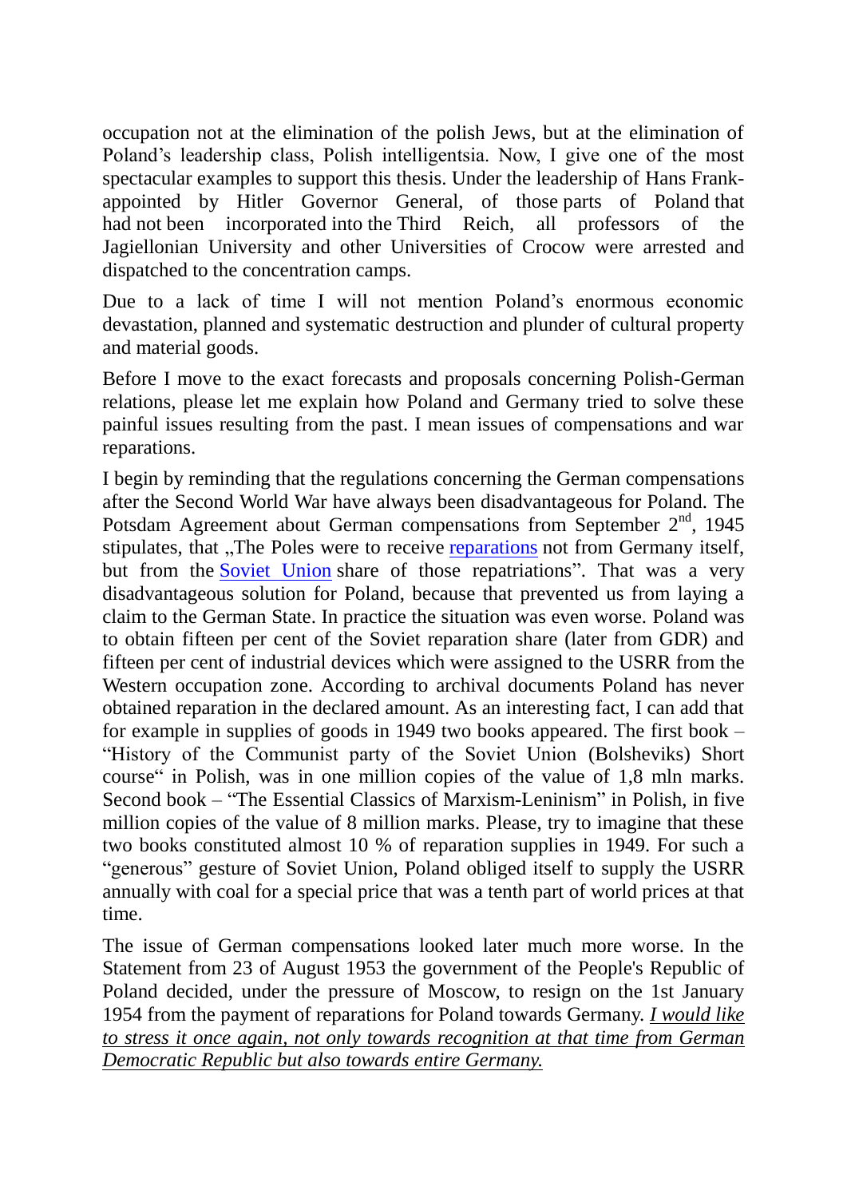occupation not at the elimination of the polish Jews, but at the elimination of Poland's leadership class, Polish intelligentsia. Now, I give one of the most spectacular examples to support this thesis. Under the leadership of Hans Frank- appointed by Hitler Governor General, of those parts of Poland that had not been incorporated into the Third Reich, all professors of the Jagiellonian University and other Universities of Crocow were arrested and dispatched to the concentration camps.

Due to a lack of time I will not mention Poland's enormous economic devastation, planned and systematic destruction and plunder of cultural property and material goods.

Before I move to the exact forecasts and proposals concerning Polish-German relations, please let me explain how Poland and Germany tried to solve these painful issues resulting from the past. I mean issues of compensations and war reparations.

I begin by reminding that the regulations concerning the German compensations after the Second World War have always been disadvantageous for Poland. The Potsdam Agreement about German compensations from September 2nd, 1945 stipulates, that „The Poles were to receive reparations not from Germany itself, but from the Soviet Union share of those repatriations". That was a very disadvantageous solution for Poland, because that prevented us from laying a claim to the German State. In practice the situation was even worse. Poland was to obtain fifteen per cent of the Soviet reparation share (later from GDR) and fifteen per cent of industrial devices which were assigned to the USRR from the Western occupation zone. According to archival documents Poland has never obtained reparation in the declared amount. As an interesting fact, I can add that for example in supplies of goods in 1949 two books appeared. The first book – "History of the Communist party of the Soviet Union (Bolsheviks) Short course" in Polish, was in one million copies of the value of 1,8 mln marks. Second book – "The Essential Classics of Marxism-Leninism" in Polish, in five million copies of the value of 8 million marks. Please, try to imagine that these two books constituted almost 10 % of reparation supplies in 1949. For such a "generous" gesture of Soviet Union, Poland obliged itself to supply the USRR annually with coal for a special price that was a tenth part of world prices at that time.

The issue of German compensations looked later much more worse. In the Statement from 23 of August 1953 the government of the People's Republic of Poland decided, under the pressure of Moscow, to resign on the 1st January 1954 from the payment of reparations for Poland towards Germany. *I would like to stress it once again, not only towards recognition at that time from German Democratic Republic but also towards entire Germany.*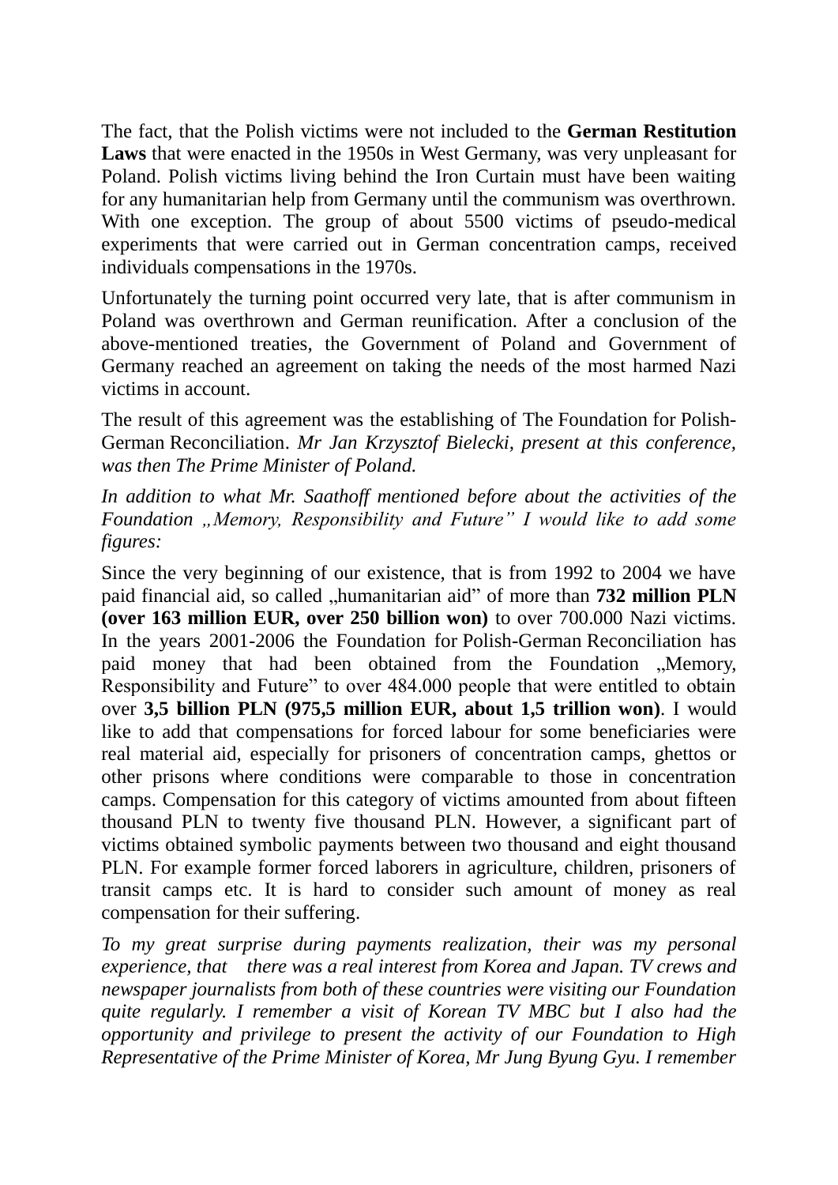The fact, that the Polish victims were not included to the **German Restitution Laws** that were enacted in the 1950s in West Germany, was very unpleasant for Poland. Polish victims living behind the Iron Curtain must have been waiting for any humanitarian help from Germany until the communism was overthrown. With one exception. The group of about 5500 victims of pseudo-medical experiments that were carried out in German concentration camps, received individuals compensations in the 1970s.

Unfortunately the turning point occurred very late, that is after communism in Poland was overthrown and German reunification. After a conclusion of the above-mentioned treaties, the Government of Poland and Government of Germany reached an agreement on taking the needs of the most harmed Nazi victims in account.

The result of this agreement was the establishing of The Foundation for Polish-German Reconciliation. *Mr Jan Krzysztof Bielecki, present at this conference, was then The Prime Minister of Poland.*

*In addition to what Mr. Saathoff mentioned before about the activities of the Foundation „Memory, Responsibility and Future" I would like to add some figures:*

Since the very beginning of our existence, that is from 1992 to 2004 we have paid financial aid, so called „humanitarian aid" of more than **732 million PLN (over 163 million EUR, over 250 billion won)** to over 700.000 Nazi victims. In the years 2001-2006 the Foundation for Polish-German Reconciliation has paid money that had been obtained from the Foundation „Memory, Responsibility and Future" to over 484.000 people that were entitled to obtain over **3,5 billion PLN (975,5 million EUR, about 1,5 trillion won)**. I would like to add that compensations for forced labour for some beneficiaries were real material aid, especially for prisoners of concentration camps, ghettos or other prisons where conditions were comparable to those in concentration camps. Compensation for this category of victims amounted from about fifteen thousand PLN to twenty five thousand PLN. However, a significant part of victims obtained symbolic payments between two thousand and eight thousand PLN. For example former forced laborers in agriculture, children, prisoners of transit camps etc. It is hard to consider such amount of money as real compensation for their suffering.

*To my great surprise during payments realization, their was my personal experience, that there was a real interest from Korea and Japan. TV crews and newspaper journalists from both of these countries were visiting our Foundation quite regularly. I remember a visit of Korean TV MBC but I also had the opportunity and privilege to present the activity of our Foundation to High Representative of the Prime Minister of Korea, Mr Jung Byung Gyu. I remember*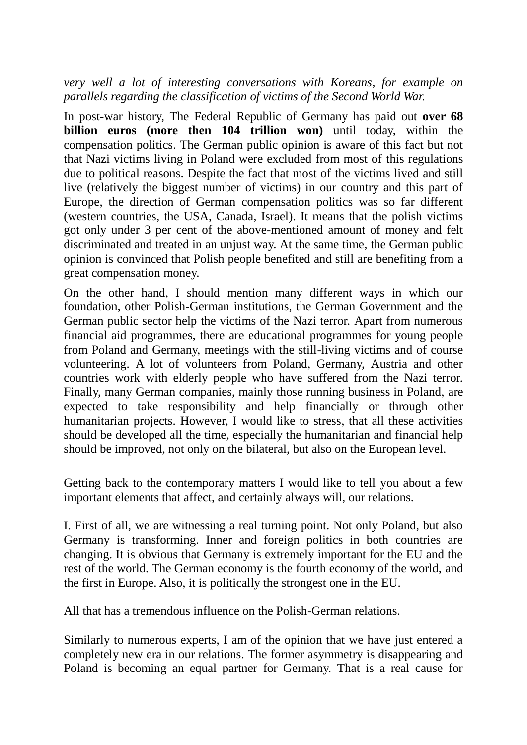*very well a lot of interesting conversations with Koreans, for example on parallels regarding the classification of victims of the Second World War.*

In post-war history, The Federal Republic of Germany has paid out **over 68 billion euros (more then 104 trillion won)** until today, within the compensation politics. The German public opinion is aware of this fact but not that Nazi victims living in Poland were excluded from most of this regulations due to political reasons. Despite the fact that most of the victims lived and still live (relatively the biggest number of victims) in our country and this part of Europe, the direction of German compensation politics was so far different (western countries, the USA, Canada, Israel). It means that the polish victims got only under 3 per cent of the above-mentioned amount of money and felt discriminated and treated in an unjust way. At the same time, the German public opinion is convinced that Polish people benefited and still are benefiting from a great compensation money.

On the other hand, I should mention many different ways in which our foundation, other Polish-German institutions, the German Government and the German public sector help the victims of the Nazi terror. Apart from numerous financial aid programmes, there are educational programmes for young people from Poland and Germany, meetings with the still-living victims and of course volunteering. A lot of volunteers from Poland, Germany, Austria and other countries work with elderly people who have suffered from the Nazi terror. Finally, many German companies, mainly those running business in Poland, are expected to take responsibility and help financially or through other humanitarian projects. However, I would like to stress, that all these activities should be developed all the time, especially the humanitarian and financial help should be improved, not only on the bilateral, but also on the European level.

Getting back to the contemporary matters I would like to tell you about a few important elements that affect, and certainly always will, our relations.

I. First of all, we are witnessing a real turning point. Not only Poland, but also Germany is transforming. Inner and foreign politics in both countries are changing. It is obvious that Germany is extremely important for the EU and the rest of the world. The German economy is the fourth economy of the world, and the first in Europe. Also, it is politically the strongest one in the EU.

All that has a tremendous influence on the Polish-German relations.

Similarly to numerous experts, I am of the opinion that we have just entered a completely new era in our relations. The former asymmetry is disappearing and Poland is becoming an equal partner for Germany. That is a real cause for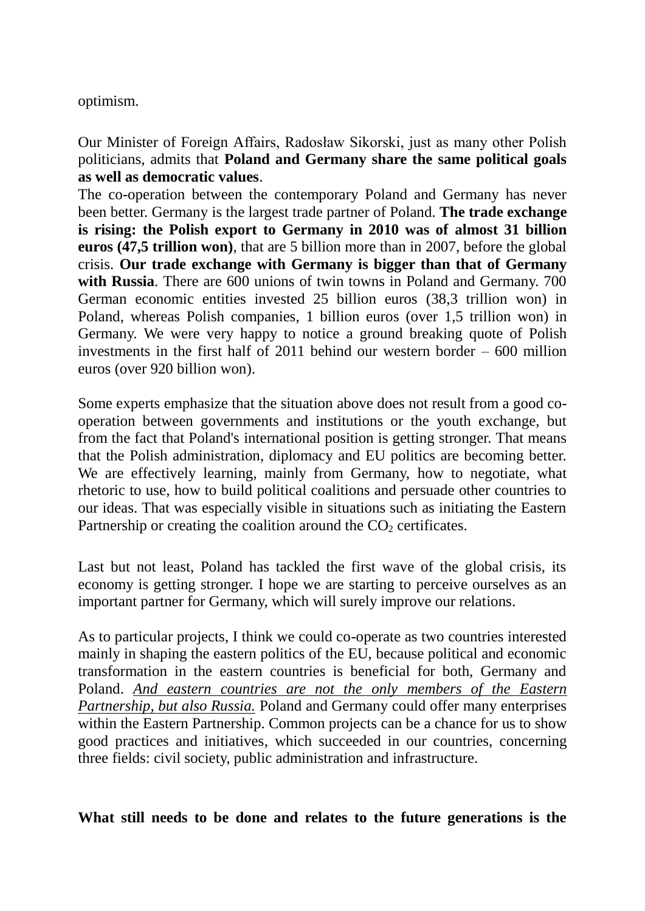optimism.

Our Minister of Foreign Affairs, Radosław Sikorski, just as many other Polish politicians, admits that **Poland and Germany share the same political goals as well as democratic values**.

The co-operation between the contemporary Poland and Germany has never been better. Germany is the largest trade partner of Poland. **The trade exchange is rising: the Polish export to Germany in 2010 was of almost 31 billion euros (47,5 trillion won)**, that are 5 billion more than in 2007, before the global crisis. **Our trade exchange with Germany is bigger than that of Germany with Russia**. There are 600 unions of twin towns in Poland and Germany. 700 German economic entities invested 25 billion euros (38,3 trillion won) in Poland, whereas Polish companies, 1 billion euros (over 1,5 trillion won) in Germany. We were very happy to notice a ground breaking quote of Polish investments in the first half of 2011 behind our western border – 600 million euros (over 920 billion won).

Some experts emphasize that the situation above does not result from a good co-operation between governments and institutions or the youth exchange, but from the fact that Poland's international position is getting stronger. That means that the Polish administration, diplomacy and EU politics are becoming better. We are effectively learning, mainly from Germany, how to negotiate, what rhetoric to use, how to build political coalitions and persuade other countries to our ideas. That was especially visible in situations such as initiating the Eastern Partnership or creating the coalition around the $CO_2$ certificates.

Last but not least, Poland has tackled the first wave of the global crisis, its economy is getting stronger. I hope we are starting to perceive ourselves as an important partner for Germany, which will surely improve our relations.

As to particular projects, I think we could co-operate as two countries interested mainly in shaping the eastern politics of the EU, because political and economic transformation in the eastern countries is beneficial for both, Germany and Poland. *And eastern countries are not the only members of the Eastern Partnership, but also Russia.* Poland and Germany could offer many enterprises within the Eastern Partnership. Common projects can be a chance for us to show good practices and initiatives, which succeeded in our countries, concerning three fields: civil society, public administration and infrastructure.

**What still needs to be done and relates to the future generations is the**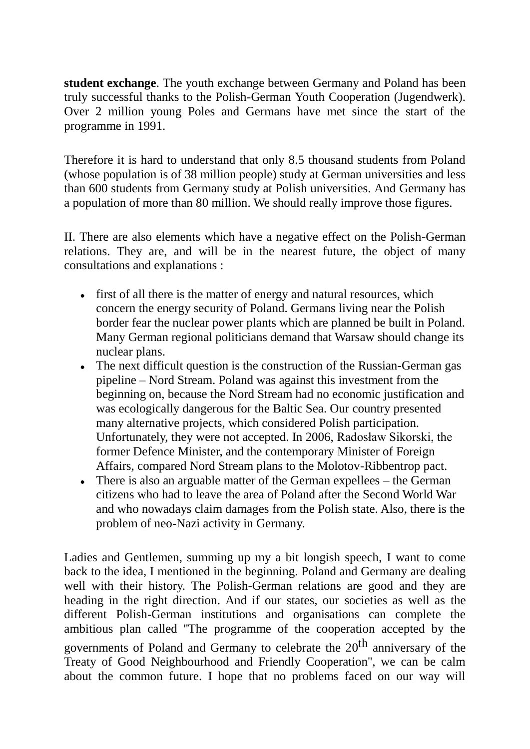**student exchange**. The youth exchange between Germany and Poland has been truly successful thanks to the Polish-German Youth Cooperation (Jugendwerk). Over 2 million young Poles and Germans have met since the start of the programme in 1991.

Therefore it is hard to understand that only 8.5 thousand students from Poland (whose population is of 38 million people) study at German universities and less than 600 students from Germany study at Polish universities. And Germany has a population of more than 80 million. We should really improve those figures.

II. There are also elements which have a negative effect on the Polish-German relations. They are, and will be in the nearest future, the object of many consultations and explanations :

- first of all there is the matter of energy and natural resources, which concern the energy security of Poland. Germans living near the Polish border fear the nuclear power plants which are planned be built in Poland. Many German regional politicians demand that Warsaw should change its nuclear plans.
- The next difficult question is the construction of the Russian-German gas pipeline – Nord Stream. Poland was against this investment from the beginning on, because the Nord Stream had no economic justification and was ecologically dangerous for the Baltic Sea. Our country presented many alternative projects, which considered Polish participation. Unfortunately, they were not accepted. In 2006, Radosław Sikorski, the former Defence Minister, and the contemporary Minister of Foreign Affairs, compared Nord Stream plans to the Molotov-Ribbentrop pact.
- There is also an arguable matter of the German expellees – the German citizens who had to leave the area of Poland after the Second World War and who nowadays claim damages from the Polish state. Also, there is the problem of neo-Nazi activity in Germany.

Ladies and Gentlemen, summing up my a bit longish speech, I want to come back to the idea, I mentioned in the beginning. Poland and Germany are dealing well with their history. The Polish-German relations are good and they are heading in the right direction. And if our states, our societies as well as the different Polish-German institutions and organisations can complete the ambitious plan called "The programme of the cooperation accepted by the governments of Poland and Germany to celebrate the 20th anniversary of the Treaty of Good Neighbourhood and Friendly Cooperation", we can be calm about the common future. I hope that no problems faced on our way will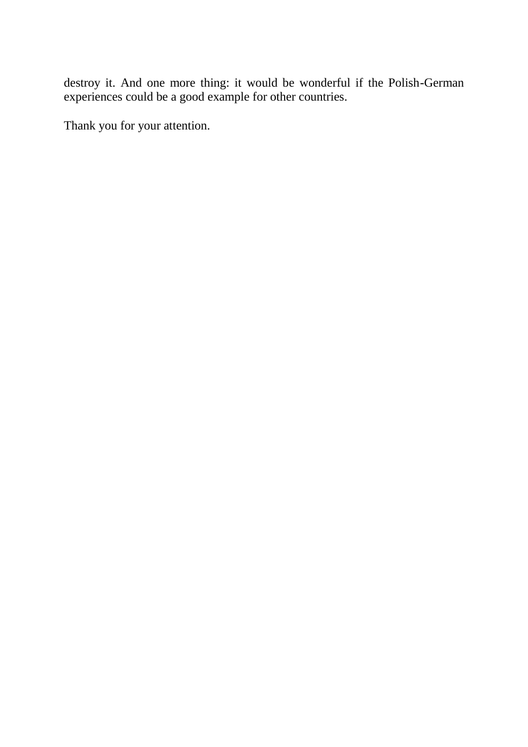destroy it. And one more thing: it would be wonderful if the Polish-German experiences could be a good example for other countries.

Thank you for your attention.